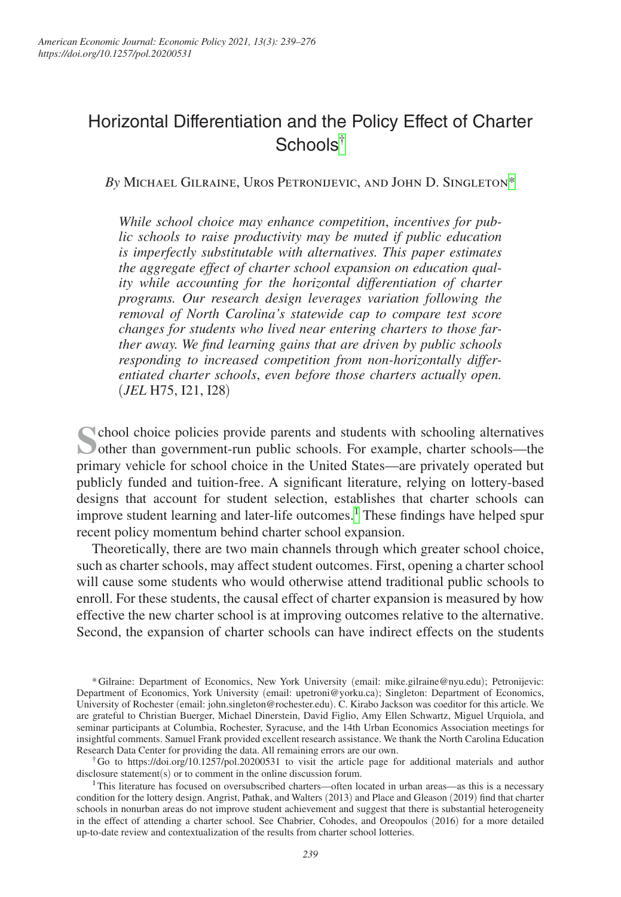# Horizontal Differentiation and the Policy Effect of Charter Schools[†]

*By* Michael Gilraine, Uros Petronijevic, and John D. Singleton[*]

*While school choice may enhance competition, incentives for public schools to raise productivity may be muted if public education is imperfectly substitutable with alternatives. This paper estimates the aggregate effect of charter school expansion on education quality while accounting for the horizontal differentiation of charter programs. Our research design leverages variation following the removal of North Carolina's statewide cap to compare test score changes for students who lived near entering charters to those farther away. We find learning gains that are driven by public schools responding to increased competition from non-horizontally differentiated charter schools, even before those charters actually open.* (*JEL* H75, I21, I28)

School choice policies provide parents and students with schooling alternatives other than government-run public schools. For example, charter schools—the primary vehicle for school choice in the United States—are privately operated but publicly funded and tuition-free. A significant literature, relying on lottery-based designs that account for student selection, establishes that charter schools can improve student learning and later-life outcomes.[1] These findings have helped spur recent policy momentum behind charter school expansion.

Theoretically, there are two main channels through which greater school choice, such as charter schools, may affect student outcomes. First, opening a charter school will cause some students who would otherwise attend traditional public schools to enroll. For these students, the causal effect of charter expansion is measured by how effective the new charter school is at improving outcomes relative to the alternative. Second, the expansion of charter schools can have indirect effects on the students

---

[*] Gilraine: Department of Economics, New York University (email: mike.gilraine@nyu.edu); Petronijevic: Department of Economics, York University (email: upetroni@yorku.ca); Singleton: Department of Economics, University of Rochester (email: john.singleton@rochester.edu). C. Kirabo Jackson was coeditor for this article. We are grateful to Christian Buerger, Michael Dinerstein, David Figlio, Amy Ellen Schwartz, Miguel Urquiola, and seminar participants at Columbia, Rochester, Syracuse, and the 14th Urban Economics Association meetings for insightful comments. Samuel Frank provided excellent research assistance. We thank the North Carolina Education Research Data Center for providing the data. All remaining errors are our own.

[†] Go to https://doi.org/10.1257/pol.20200531 to visit the article page for additional materials and author disclosure statement(s) or to comment in the online discussion forum.

[1] This literature has focused on oversubscribed charters—often located in urban areas—as this is a necessary condition for the lottery design. Angrist, Pathak, and Walters (2013) and Place and Gleason (2019) find that charter schools in nonurban areas do not improve student achievement and suggest that there is substantial heterogeneity in the effect of attending a charter school. See Chabrier, Cohodes, and Oreopoulos (2016) for a more detailed up-to-date review and contextualization of the results from charter school lotteries.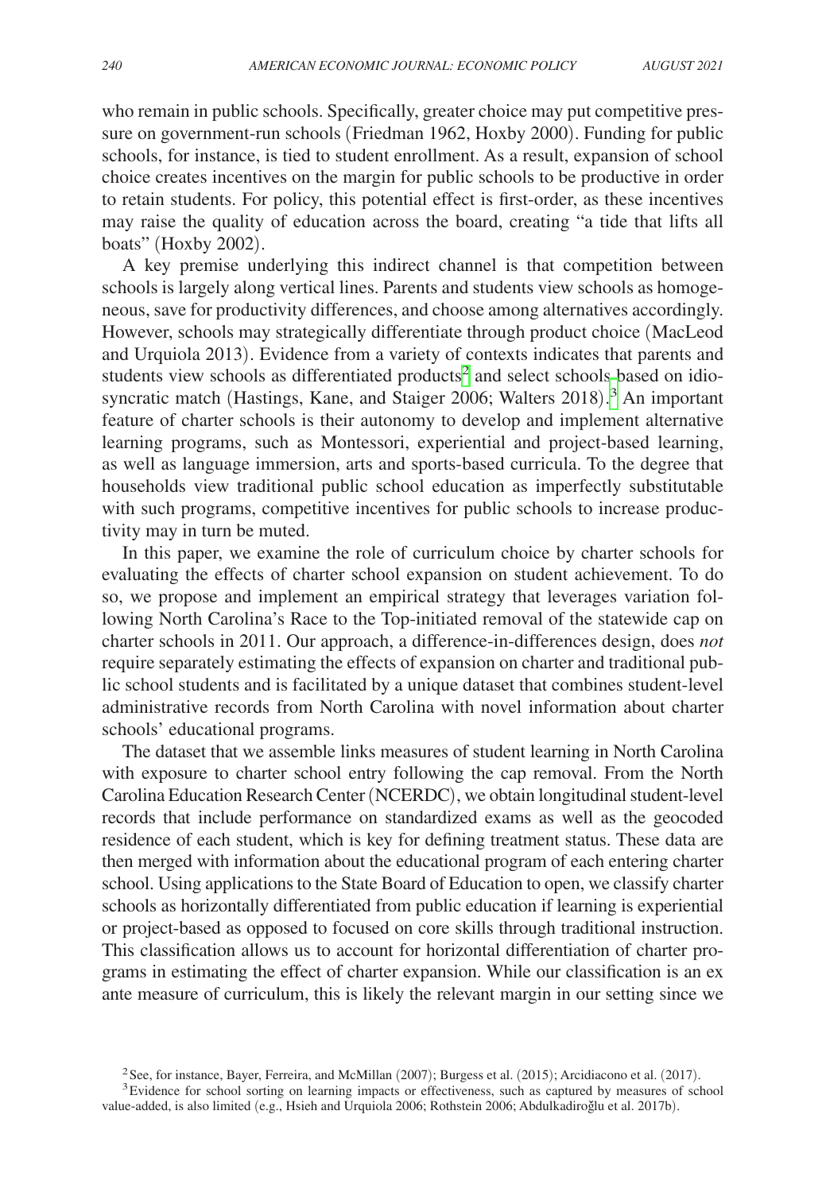who remain in public schools. Specifically, greater choice may put competitive pressure on government-run schools (Friedman 1962, Hoxby 2000). Funding for public schools, for instance, is tied to student enrollment. As a result, expansion of school choice creates incentives on the margin for public schools to be productive in order to retain students. For policy, this potential effect is first-order, as these incentives may raise the quality of education across the board, creating "a tide that lifts all boats" (Hoxby 2002).

A key premise underlying this indirect channel is that competition between schools is largely along vertical lines. Parents and students view schools as homogeneous, save for productivity differences, and choose among alternatives accordingly. However, schools may strategically differentiate through product choice (MacLeod and Urquiola 2013). Evidence from a variety of contexts indicates that parents and students view schools as differentiated products[2] and select schools based on idiosyncratic match (Hastings, Kane, and Staiger 2006; Walters 2018).[3] An important feature of charter schools is their autonomy to develop and implement alternative learning programs, such as Montessori, experiential and project-based learning, as well as language immersion, arts and sports-based curricula. To the degree that households view traditional public school education as imperfectly substitutable with such programs, competitive incentives for public schools to increase productivity may in turn be muted.

In this paper, we examine the role of curriculum choice by charter schools for evaluating the effects of charter school expansion on student achievement. To do so, we propose and implement an empirical strategy that leverages variation following North Carolina's Race to the Top-initiated removal of the statewide cap on charter schools in 2011. Our approach, a difference-in-differences design, does *not* require separately estimating the effects of expansion on charter and traditional public school students and is facilitated by a unique dataset that combines student-level administrative records from North Carolina with novel information about charter schools' educational programs.

The dataset that we assemble links measures of student learning in North Carolina with exposure to charter school entry following the cap removal. From the North Carolina Education Research Center (NCERDC), we obtain longitudinal student-level records that include performance on standardized exams as well as the geocoded residence of each student, which is key for defining treatment status. These data are then merged with information about the educational program of each entering charter school. Using applications to the State Board of Education to open, we classify charter schools as horizontally differentiated from public education if learning is experiential or project-based as opposed to focused on core skills through traditional instruction. This classification allows us to account for horizontal differentiation of charter programs in estimating the effect of charter expansion. While our classification is an ex ante measure of curriculum, this is likely the relevant margin in our setting since we

[2] See, for instance, Bayer, Ferreira, and McMillan (2007); Burgess et al. (2015); Arcidiacono et al. (2017).

[3] Evidence for school sorting on learning impacts or effectiveness, such as captured by measures of school value-added, is also limited (e.g., Hsieh and Urquiola 2006; Rothstein 2006; Abdulkadiroğlu et al. 2017b).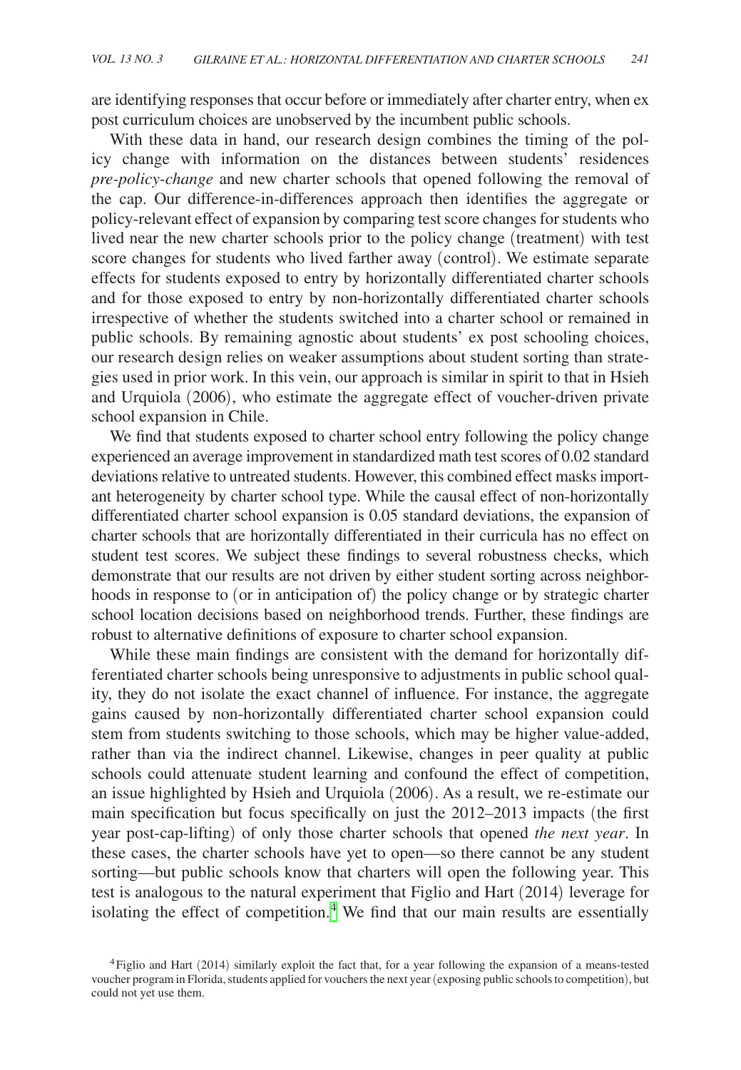are identifying responses that occur before or immediately after charter entry, when ex post curriculum choices are unobserved by the incumbent public schools.

With these data in hand, our research design combines the timing of the policy change with information on the distances between students' residences *pre-policy-change* and new charter schools that opened following the removal of the cap. Our difference-in-differences approach then identifies the aggregate or policy-relevant effect of expansion by comparing test score changes for students who lived near the new charter schools prior to the policy change (treatment) with test score changes for students who lived farther away (control). We estimate separate effects for students exposed to entry by horizontally differentiated charter schools and for those exposed to entry by non-horizontally differentiated charter schools irrespective of whether the students switched into a charter school or remained in public schools. By remaining agnostic about students' ex post schooling choices, our research design relies on weaker assumptions about student sorting than strategies used in prior work. In this vein, our approach is similar in spirit to that in Hsieh and Urquiola (2006), who estimate the aggregate effect of voucher-driven private school expansion in Chile.

We find that students exposed to charter school entry following the policy change experienced an average improvement in standardized math test scores of 0.02 standard deviations relative to untreated students. However, this combined effect masks important heterogeneity by charter school type. While the causal effect of non-horizontally differentiated charter school expansion is 0.05 standard deviations, the expansion of charter schools that are horizontally differentiated in their curricula has no effect on student test scores. We subject these findings to several robustness checks, which demonstrate that our results are not driven by either student sorting across neighborhoods in response to (or in anticipation of) the policy change or by strategic charter school location decisions based on neighborhood trends. Further, these findings are robust to alternative definitions of exposure to charter school expansion.

While these main findings are consistent with the demand for horizontally differentiated charter schools being unresponsive to adjustments in public school quality, they do not isolate the exact channel of influence. For instance, the aggregate gains caused by non-horizontally differentiated charter school expansion could stem from students switching to those schools, which may be higher value-added, rather than via the indirect channel. Likewise, changes in peer quality at public schools could attenuate student learning and confound the effect of competition, an issue highlighted by Hsieh and Urquiola (2006). As a result, we re-estimate our main specification but focus specifically on just the 2012–2013 impacts (the first year post-cap-lifting) of only those charter schools that opened *the next year*. In these cases, the charter schools have yet to open—so there cannot be any student sorting—but public schools know that charters will open the following year. This test is analogous to the natural experiment that Figlio and Hart (2014) leverage for isolating the effect of competition.[4] We find that our main results are essentially

[4] Figlio and Hart (2014) similarly exploit the fact that, for a year following the expansion of a means-tested voucher program in Florida, students applied for vouchers the next year (exposing public schools to competition), but could not yet use them.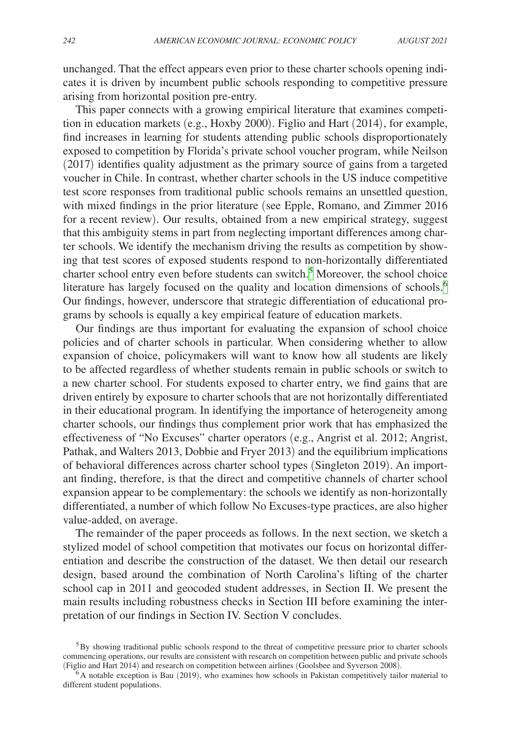unchanged. That the effect appears even prior to these charter schools opening indicates it is driven by incumbent public schools responding to competitive pressure arising from horizontal position pre-entry.

This paper connects with a growing empirical literature that examines competition in education markets (e.g., Hoxby 2000). Figlio and Hart (2014), for example, find increases in learning for students attending public schools disproportionately exposed to competition by Florida's private school voucher program, while Neilson (2017) identifies quality adjustment as the primary source of gains from a targeted voucher in Chile. In contrast, whether charter schools in the US induce competitive test score responses from traditional public schools remains an unsettled question, with mixed findings in the prior literature (see Epple, Romano, and Zimmer 2016 for a recent review). Our results, obtained from a new empirical strategy, suggest that this ambiguity stems in part from neglecting important differences among charter schools. We identify the mechanism driving the results as competition by showing that test scores of exposed students respond to non-horizontally differentiated charter school entry even before students can switch.[5] Moreover, the school choice literature has largely focused on the quality and location dimensions of schools.[6] Our findings, however, underscore that strategic differentiation of educational programs by schools is equally a key empirical feature of education markets.

Our findings are thus important for evaluating the expansion of school choice policies and of charter schools in particular. When considering whether to allow expansion of choice, policymakers will want to know how all students are likely to be affected regardless of whether students remain in public schools or switch to a new charter school. For students exposed to charter entry, we find gains that are driven entirely by exposure to charter schools that are not horizontally differentiated in their educational program. In identifying the importance of heterogeneity among charter schools, our findings thus complement prior work that has emphasized the effectiveness of "No Excuses" charter operators (e.g., Angrist et al. 2012; Angrist, Pathak, and Walters 2013, Dobbie and Fryer 2013) and the equilibrium implications of behavioral differences across charter school types (Singleton 2019). An important finding, therefore, is that the direct and competitive channels of charter school expansion appear to be complementary: the schools we identify as non-horizontally differentiated, a number of which follow No Excuses-type practices, are also higher value-added, on average.

The remainder of the paper proceeds as follows. In the next section, we sketch a stylized model of school competition that motivates our focus on horizontal differentiation and describe the construction of the dataset. We then detail our research design, based around the combination of North Carolina's lifting of the charter school cap in 2011 and geocoded student addresses, in Section II. We present the main results including robustness checks in Section III before examining the interpretation of our findings in Section IV. Section V concludes.

[5] By showing traditional public schools respond to the threat of competitive pressure prior to charter schools commencing operations, our results are consistent with research on competition between public and private schools (Figlio and Hart 2014) and research on competition between airlines (Goolsbee and Syverson 2008).

[6] A notable exception is Bau (2019), who examines how schools in Pakistan competitively tailor material to different student populations.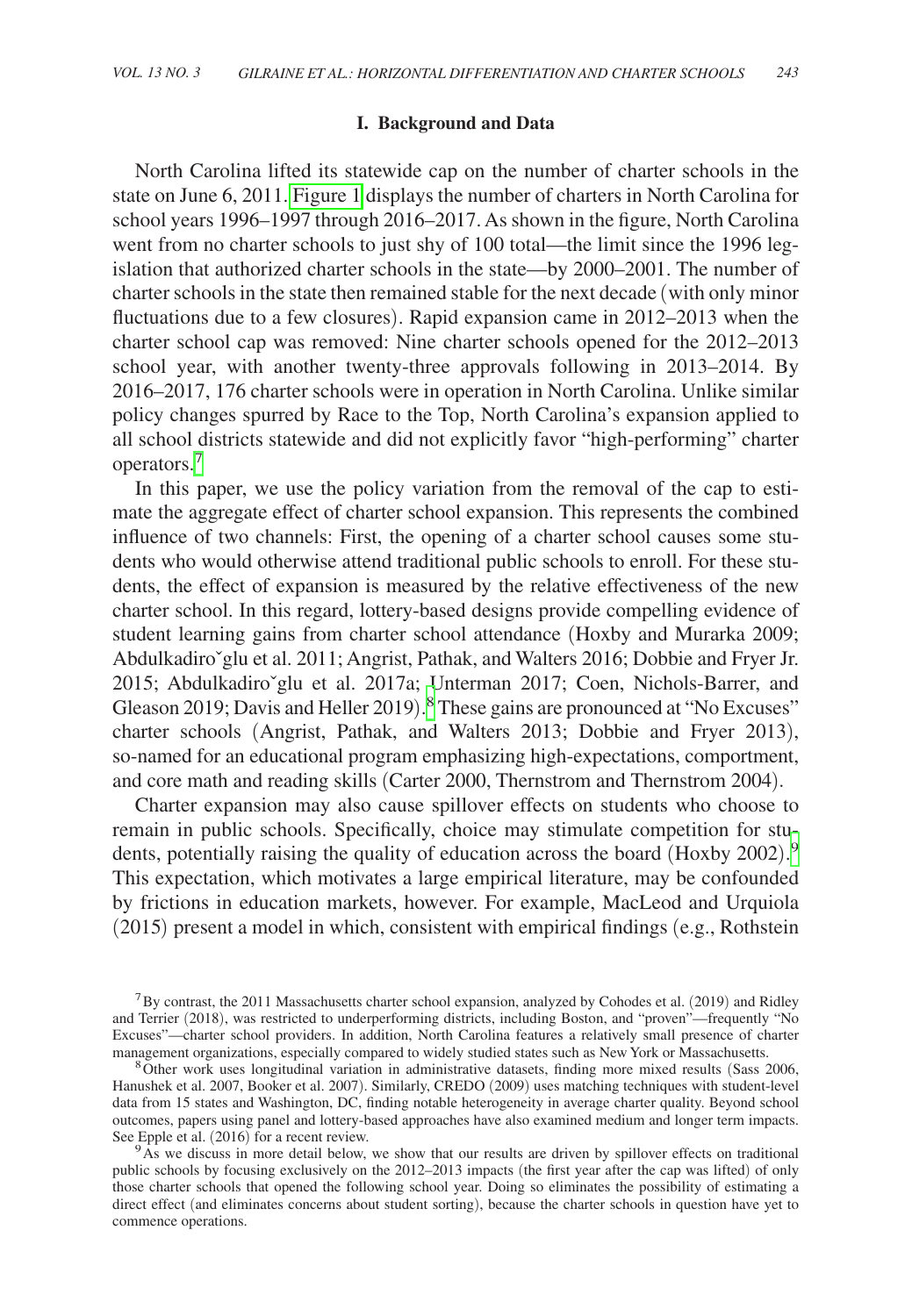## I. Background and Data

North Carolina lifted its statewide cap on the number of charter schools in the state on June 6, 2011. Figure 1 displays the number of charters in North Carolina for school years 1996–1997 through 2016–2017. As shown in the figure, North Carolina went from no charter schools to just shy of 100 total—the limit since the 1996 legislation that authorized charter schools in the state—by 2000–2001. The number of charter schools in the state then remained stable for the next decade (with only minor fluctuations due to a few closures). Rapid expansion came in 2012–2013 when the charter school cap was removed: Nine charter schools opened for the 2012–2013 school year, with another twenty-three approvals following in 2013–2014. By 2016–2017, 176 charter schools were in operation in North Carolina. Unlike similar policy changes spurred by Race to the Top, North Carolina's expansion applied to all school districts statewide and did not explicitly favor "high-performing" charter operators.[7]

In this paper, we use the policy variation from the removal of the cap to estimate the aggregate effect of charter school expansion. This represents the combined influence of two channels: First, the opening of a charter school causes some students who would otherwise attend traditional public schools to enroll. For these students, the effect of expansion is measured by the relative effectiveness of the new charter school. In this regard, lottery-based designs provide compelling evidence of student learning gains from charter school attendance (Hoxby and Murarka 2009; Abdulkadiroǧlu et al. 2011; Angrist, Pathak, and Walters 2016; Dobbie and Fryer Jr. 2015; Abdulkadiroǧlu et al. 2017a; Unterman 2017; Coen, Nichols-Barrer, and Gleason 2019; Davis and Heller 2019).[8] These gains are pronounced at "No Excuses" charter schools (Angrist, Pathak, and Walters 2013; Dobbie and Fryer 2013), so-named for an educational program emphasizing high-expectations, comportment, and core math and reading skills (Carter 2000, Thernstrom and Thernstrom 2004).

Charter expansion may also cause spillover effects on students who choose to remain in public schools. Specifically, choice may stimulate competition for students, potentially raising the quality of education across the board (Hoxby 2002).[9] This expectation, which motivates a large empirical literature, may be confounded by frictions in education markets, however. For example, MacLeod and Urquiola (2015) present a model in which, consistent with empirical findings (e.g., Rothstein

[7] By contrast, the 2011 Massachusetts charter school expansion, analyzed by Cohodes et al. (2019) and Ridley and Terrier (2018), was restricted to underperforming districts, including Boston, and "proven"—frequently "No Excuses"—charter school providers. In addition, North Carolina features a relatively small presence of charter management organizations, especially compared to widely studied states such as New York or Massachusetts.

[8] Other work uses longitudinal variation in administrative datasets, finding more mixed results (Sass 2006, Hanushek et al. 2007, Booker et al. 2007). Similarly, CREDO (2009) uses matching techniques with student-level data from 15 states and Washington, DC, finding notable heterogeneity in average charter quality. Beyond school outcomes, papers using panel and lottery-based approaches have also examined medium and longer term impacts. See Epple et al. (2016) for a recent review.

[9] As we discuss in more detail below, we show that our results are driven by spillover effects on traditional public schools by focusing exclusively on the 2012–2013 impacts (the first year after the cap was lifted) of only those charter schools that opened the following school year. Doing so eliminates the possibility of estimating a direct effect (and eliminates concerns about student sorting), because the charter schools in question have yet to commence operations.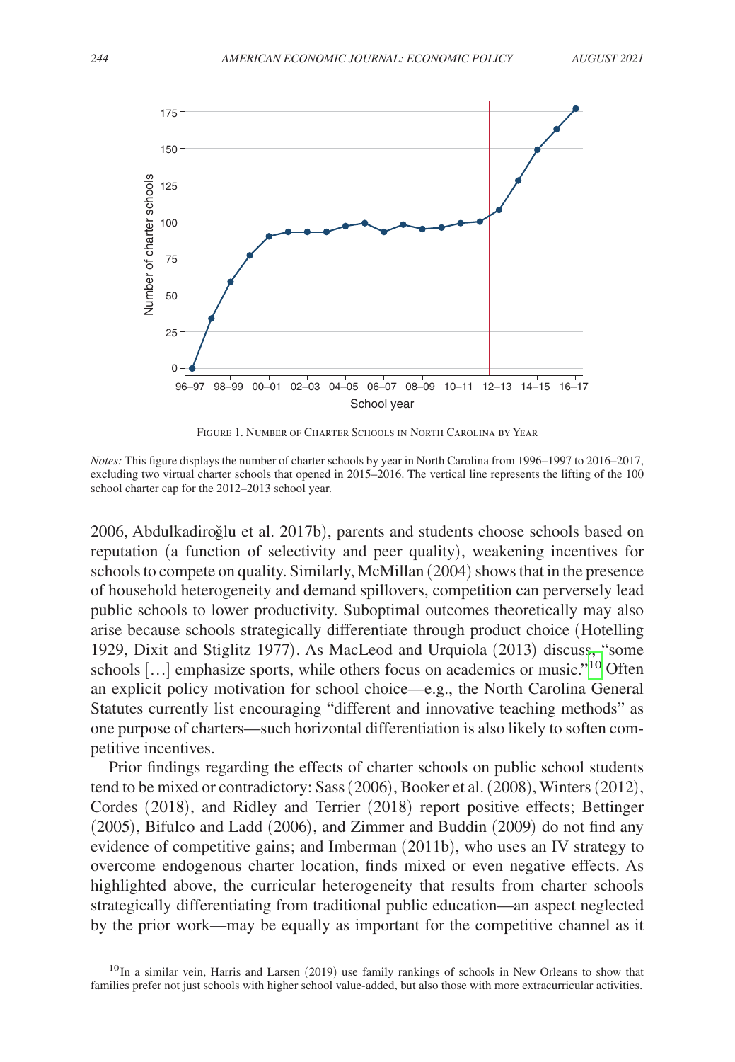Figure 1. Number of Charter Schools in North Carolina by Year

*Notes:* This figure displays the number of charter schools by year in North Carolina from 1996–1997 to 2016–2017, excluding two virtual charter schools that opened in 2015–2016. The vertical line represents the lifting of the 100 school charter cap for the 2012–2013 school year.

2006, Abdulkadiroğlu et al. 2017b), parents and students choose schools based on reputation (a function of selectivity and peer quality), weakening incentives for schools to compete on quality. Similarly, McMillan (2004) shows that in the presence of household heterogeneity and demand spillovers, competition can perversely lead public schools to lower productivity. Suboptimal outcomes theoretically may also arise because schools strategically differentiate through product choice (Hotelling 1929, Dixit and Stiglitz 1977). As MacLeod and Urquiola (2013) discuss, "some schools […] emphasize sports, while others focus on academics or music."[10] Often an explicit policy motivation for school choice—e.g., the North Carolina General Statutes currently list encouraging "different and innovative teaching methods" as one purpose of charters—such horizontal differentiation is also likely to soften competitive incentives.

Prior findings regarding the effects of charter schools on public school students tend to be mixed or contradictory: Sass (2006), Booker et al. (2008), Winters (2012), Cordes (2018), and Ridley and Terrier (2018) report positive effects; Bettinger (2005), Bifulco and Ladd (2006), and Zimmer and Buddin (2009) do not find any evidence of competitive gains; and Imberman (2011b), who uses an IV strategy to overcome endogenous charter location, finds mixed or even negative effects. As highlighted above, the curricular heterogeneity that results from charter schools strategically differentiating from traditional public education—an aspect neglected by the prior work—may be equally as important for the competitive channel as it

[10] In a similar vein, Harris and Larsen (2019) use family rankings of schools in New Orleans to show that families prefer not just schools with higher school value-added, but also those with more extracurricular activities.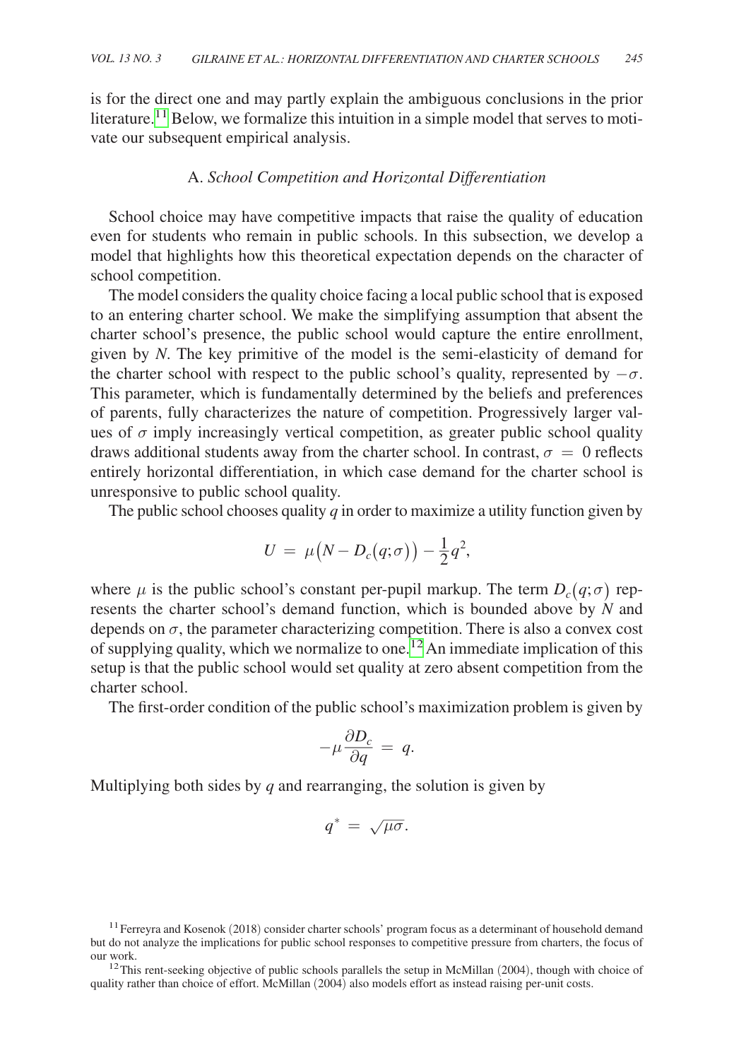is for the direct one and may partly explain the ambiguous conclusions in the prior literature.[11] Below, we formalize this intuition in a simple model that serves to motivate our subsequent empirical analysis.

### A. *School Competition and Horizontal Differentiation*

School choice may have competitive impacts that raise the quality of education even for students who remain in public schools. In this subsection, we develop a model that highlights how this theoretical expectation depends on the character of school competition.

The model considers the quality choice facing a local public school that is exposed to an entering charter school. We make the simplifying assumption that absent the charter school's presence, the public school would capture the entire enrollment, given by $N$. The key primitive of the model is the semi-elasticity of demand for the charter school with respect to the public school's quality, represented by $-\sigma$. This parameter, which is fundamentally determined by the beliefs and preferences of parents, fully characterizes the nature of competition. Progressively larger values of $\sigma$ imply increasingly vertical competition, as greater public school quality draws additional students away from the charter school. In contrast, $\sigma = 0$ reflects entirely horizontal differentiation, in which case demand for the charter school is unresponsive to public school quality.

The public school chooses quality $q$ in order to maximize a utility function given by

$$U = \mu\big(N - D_c(q;\sigma)\big) - \frac{1}{2}q^2,$$

where $\mu$ is the public school's constant per-pupil markup. The term $D_c(q;\sigma)$ represents the charter school's demand function, which is bounded above by $N$ and depends on $\sigma$, the parameter characterizing competition. There is also a convex cost of supplying quality, which we normalize to one.[12] An immediate implication of this setup is that the public school would set quality at zero absent competition from the charter school.

The first-order condition of the public school's maximization problem is given by

$$-\mu \frac{\partial D_c}{\partial q} = q.$$

Multiplying both sides by $q$ and rearranging, the solution is given by

$$q^* = \sqrt{\mu\sigma}.$$

[11] Ferreyra and Kosenok (2018) consider charter schools' program focus as a determinant of household demand but do not analyze the implications for public school responses to competitive pressure from charters, the focus of our work.

[12] This rent-seeking objective of public schools parallels the setup in McMillan (2004), though with choice of quality rather than choice of effort. McMillan (2004) also models effort as instead raising per-unit costs.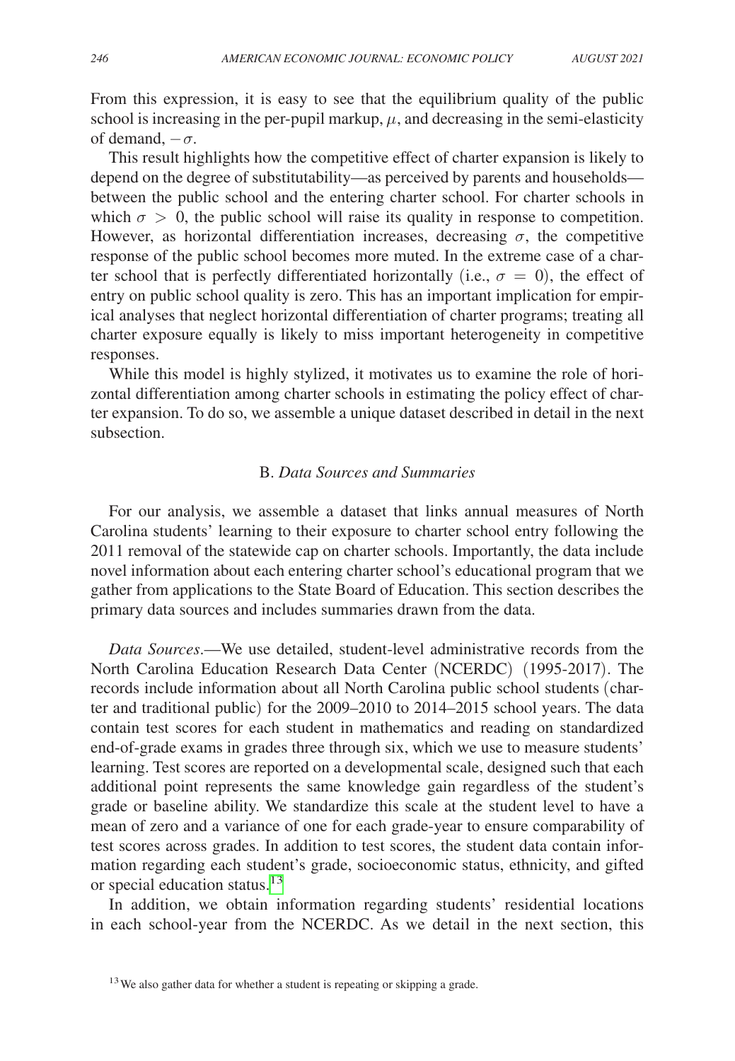From this expression, it is easy to see that the equilibrium quality of the public school is increasing in the per-pupil markup, $\mu$, and decreasing in the semi-elasticity of demand, $-\sigma$.

This result highlights how the competitive effect of charter expansion is likely to depend on the degree of substitutability—as perceived by parents and households—between the public school and the entering charter school. For charter schools in which $\sigma > 0$, the public school will raise its quality in response to competition. However, as horizontal differentiation increases, decreasing $\sigma$, the competitive response of the public school becomes more muted. In the extreme case of a charter school that is perfectly differentiated horizontally (i.e., $\sigma = 0$), the effect of entry on public school quality is zero. This has an important implication for empirical analyses that neglect horizontal differentiation of charter programs; treating all charter exposure equally is likely to miss important heterogeneity in competitive responses.

While this model is highly stylized, it motivates us to examine the role of horizontal differentiation among charter schools in estimating the policy effect of charter expansion. To do so, we assemble a unique dataset described in detail in the next subsection.

## B. *Data Sources and Summaries*

For our analysis, we assemble a dataset that links annual measures of North Carolina students' learning to their exposure to charter school entry following the 2011 removal of the statewide cap on charter schools. Importantly, the data include novel information about each entering charter school's educational program that we gather from applications to the State Board of Education. This section describes the primary data sources and includes summaries drawn from the data.

*Data Sources*.—We use detailed, student-level administrative records from the North Carolina Education Research Data Center (NCERDC) (1995-2017). The records include information about all North Carolina public school students (charter and traditional public) for the 2009–2010 to 2014–2015 school years. The data contain test scores for each student in mathematics and reading on standardized end-of-grade exams in grades three through six, which we use to measure students' learning. Test scores are reported on a developmental scale, designed such that each additional point represents the same knowledge gain regardless of the student's grade or baseline ability. We standardize this scale at the student level to have a mean of zero and a variance of one for each grade-year to ensure comparability of test scores across grades. In addition to test scores, the student data contain information regarding each student's grade, socioeconomic status, ethnicity, and gifted or special education status.[13]

In addition, we obtain information regarding students' residential locations in each school-year from the NCERDC. As we detail in the next section, this

[13] We also gather data for whether a student is repeating or skipping a grade.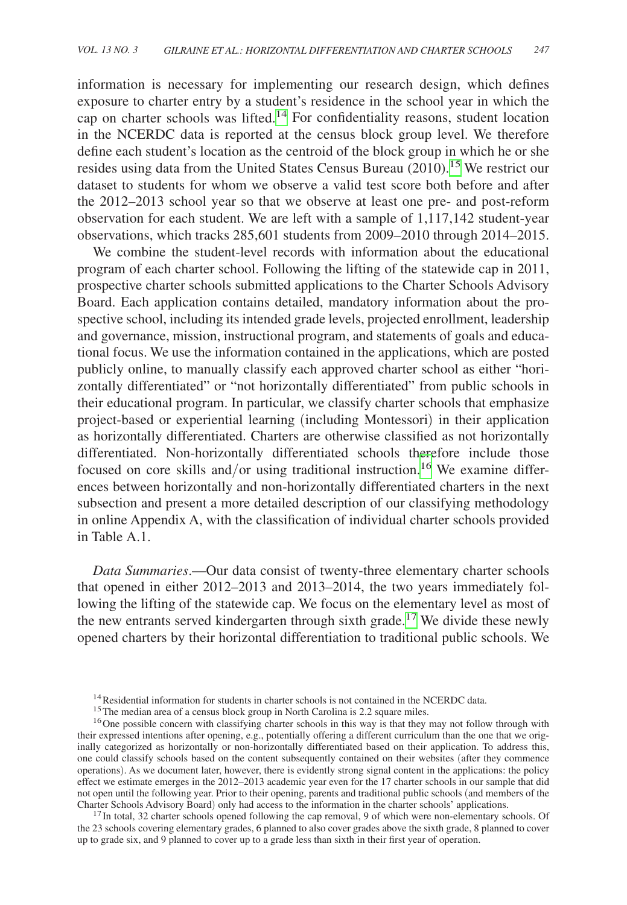information is necessary for implementing our research design, which defines exposure to charter entry by a student's residence in the school year in which the cap on charter schools was lifted.[14] For confidentiality reasons, student location in the NCERDC data is reported at the census block group level. We therefore define each student's location as the centroid of the block group in which he or she resides using data from the United States Census Bureau (2010).[15] We restrict our dataset to students for whom we observe a valid test score both before and after the 2012–2013 school year so that we observe at least one pre- and post-reform observation for each student. We are left with a sample of 1,117,142 student-year observations, which tracks 285,601 students from 2009–2010 through 2014–2015.

We combine the student-level records with information about the educational program of each charter school. Following the lifting of the statewide cap in 2011, prospective charter schools submitted applications to the Charter Schools Advisory Board. Each application contains detailed, mandatory information about the prospective school, including its intended grade levels, projected enrollment, leadership and governance, mission, instructional program, and statements of goals and educational focus. We use the information contained in the applications, which are posted publicly online, to manually classify each approved charter school as either "horizontally differentiated" or "not horizontally differentiated" from public schools in their educational program. In particular, we classify charter schools that emphasize project-based or experiential learning (including Montessori) in their application as horizontally differentiated. Charters are otherwise classified as not horizontally differentiated. Non-horizontally differentiated schools therefore include those focused on core skills and/or using traditional instruction.[16] We examine differences between horizontally and non-horizontally differentiated charters in the next subsection and present a more detailed description of our classifying methodology in online Appendix A, with the classification of individual charter schools provided in Table A.1.

*Data Summaries*.—Our data consist of twenty-three elementary charter schools that opened in either 2012–2013 and 2013–2014, the two years immediately following the lifting of the statewide cap. We focus on the elementary level as most of the new entrants served kindergarten through sixth grade.[17] We divide these newly opened charters by their horizontal differentiation to traditional public schools. We

[14] Residential information for students in charter schools is not contained in the NCERDC data.

[15] The median area of a census block group in North Carolina is 2.2 square miles.

[16] One possible concern with classifying charter schools in this way is that they may not follow through with their expressed intentions after opening, e.g., potentially offering a different curriculum than the one that we originally categorized as horizontally or non-horizontally differentiated based on their application. To address this, one could classify schools based on the content subsequently contained on their websites (after they commence operations). As we document later, however, there is evidently strong signal content in the applications: the policy effect we estimate emerges in the 2012–2013 academic year even for the 17 charter schools in our sample that did not open until the following year. Prior to their opening, parents and traditional public schools (and members of the Charter Schools Advisory Board) only had access to the information in the charter schools' applications.

[17] In total, 32 charter schools opened following the cap removal, 9 of which were non-elementary schools. Of the 23 schools covering elementary grades, 6 planned to also cover grades above the sixth grade, 8 planned to cover up to grade six, and 9 planned to cover up to a grade less than sixth in their first year of operation.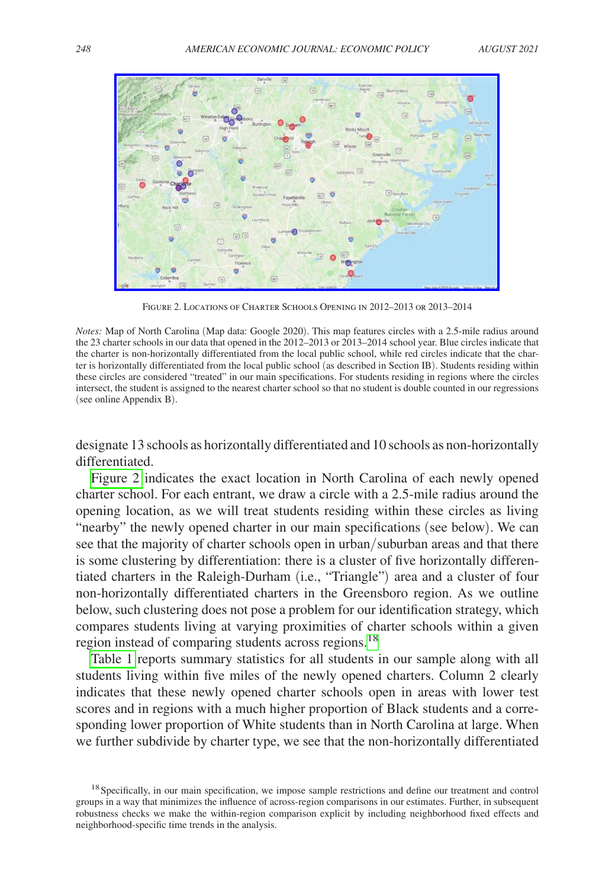Figure 2. Locations of Charter Schools Opening in 2012–2013 or 2013–2014

*Notes:* Map of North Carolina (Map data: Google 2020). This map features circles with a 2.5-mile radius around the 23 charter schools in our data that opened in the 2012–2013 or 2013–2014 school year. Blue circles indicate that the charter is non-horizontally differentiated from the local public school, while red circles indicate that the charter is horizontally differentiated from the local public school (as described in Section IB). Students residing within these circles are considered "treated" in our main specifications. For students residing in regions where the circles intersect, the student is assigned to the nearest charter school so that no student is double counted in our regressions (see online Appendix B).

designate 13 schools as horizontally differentiated and 10 schools as non-horizontally differentiated.

Figure 2 indicates the exact location in North Carolina of each newly opened charter school. For each entrant, we draw a circle with a 2.5-mile radius around the opening location, as we will treat students residing within these circles as living "nearby" the newly opened charter in our main specifications (see below). We can see that the majority of charter schools open in urban/suburban areas and that there is some clustering by differentiation: there is a cluster of five horizontally differentiated charters in the Raleigh-Durham (i.e., "Triangle") area and a cluster of four non-horizontally differentiated charters in the Greensboro region. As we outline below, such clustering does not pose a problem for our identification strategy, which compares students living at varying proximities of charter schools within a given region instead of comparing students across regions.[18]

Table 1 reports summary statistics for all students in our sample along with all students living within five miles of the newly opened charters. Column 2 clearly indicates that these newly opened charter schools open in areas with lower test scores and in regions with a much higher proportion of Black students and a corresponding lower proportion of White students than in North Carolina at large. When we further subdivide by charter type, we see that the non-horizontally differentiated

[18] Specifically, in our main specification, we impose sample restrictions and define our treatment and control groups in a way that minimizes the influence of across-region comparisons in our estimates. Further, in subsequent robustness checks we make the within-region comparison explicit by including neighborhood fixed effects and neighborhood-specific time trends in the analysis.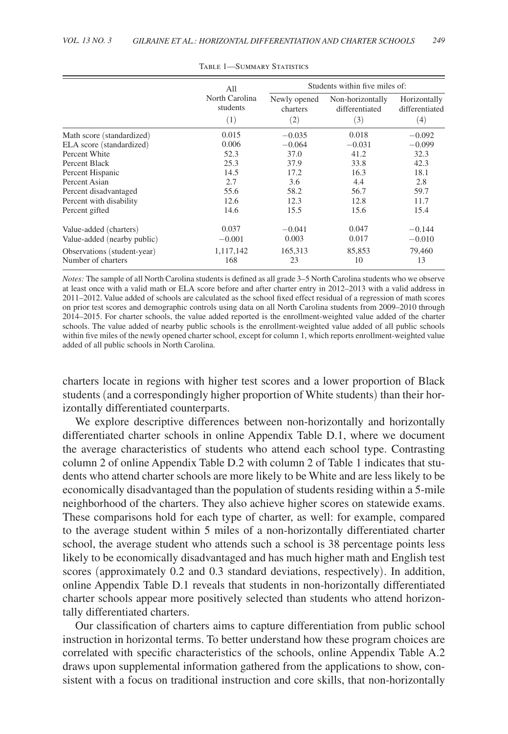Table 1—Summary Statistics

| | All North Carolina students | Students within five miles of: | | |
|---|---|---|---|---|
| | | Newly opened charters | Non-horizontally differentiated | Horizontally differentiated |
| | (1) | (2) | (3) | (4) |
| Math score (standardized) | 0.015 | −0.035 | 0.018 | −0.092 |
| ELA score (standardized) | 0.006 | −0.064 | −0.031 | −0.099 |
| Percent White | 52.3 | 37.0 | 41.2 | 32.3 |
| Percent Black | 25.3 | 37.9 | 33.8 | 42.3 |
| Percent Hispanic | 14.5 | 17.2 | 16.3 | 18.1 |
| Percent Asian | 2.7 | 3.6 | 4.4 | 2.8 |
| Percent disadvantaged | 55.6 | 58.2 | 56.7 | 59.7 |
| Percent with disability | 12.6 | 12.3 | 12.8 | 11.7 |
| Percent gifted | 14.6 | 15.5 | 15.6 | 15.4 |
| Value-added (charters) | 0.037 | −0.041 | 0.047 | −0.144 |
| Value-added (nearby public) | −0.001 | 0.003 | 0.017 | −0.010 |
| Observations (student-year) | 1,117,142 | 165,313 | 85,853 | 79,460 |
| Number of charters | 168 | 23 | 10 | 13 |

*Notes:* The sample of all North Carolina students is defined as all grade 3–5 North Carolina students who we observe at least once with a valid math or ELA score before and after charter entry in 2012–2013 with a valid address in 2011–2012. Value added of schools are calculated as the school fixed effect residual of a regression of math scores on prior test scores and demographic controls using data on all North Carolina students from 2009–2010 through 2014–2015. For charter schools, the value added reported is the enrollment-weighted value added of the charter schools. The value added of nearby public schools is the enrollment-weighted value added of all public schools within five miles of the newly opened charter school, except for column 1, which reports enrollment-weighted value added of all public schools in North Carolina.

charters locate in regions with higher test scores and a lower proportion of Black students (and a correspondingly higher proportion of White students) than their horizontally differentiated counterparts.

We explore descriptive differences between non-horizontally and horizontally differentiated charter schools in online Appendix Table D.1, where we document the average characteristics of students who attend each school type. Contrasting column 2 of online Appendix Table D.2 with column 2 of Table 1 indicates that students who attend charter schools are more likely to be White and are less likely to be economically disadvantaged than the population of students residing within a 5-mile neighborhood of the charters. They also achieve higher scores on statewide exams. These comparisons hold for each type of charter, as well: for example, compared to the average student within 5 miles of a non-horizontally differentiated charter school, the average student who attends such a school is 38 percentage points less likely to be economically disadvantaged and has much higher math and English test scores (approximately 0.2 and 0.3 standard deviations, respectively). In addition, online Appendix Table D.1 reveals that students in non-horizontally differentiated charter schools appear more positively selected than students who attend horizontally differentiated charters.

Our classification of charters aims to capture differentiation from public school instruction in horizontal terms. To better understand how these program choices are correlated with specific characteristics of the schools, online Appendix Table A.2 draws upon supplemental information gathered from the applications to show, consistent with a focus on traditional instruction and core skills, that non-horizontally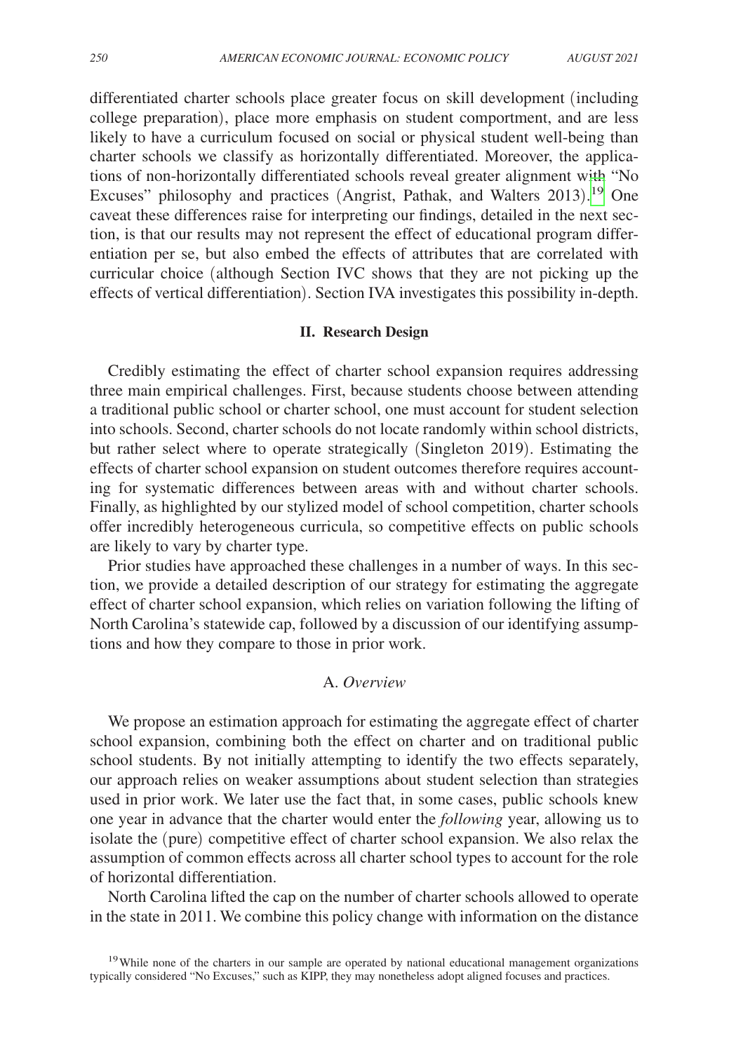differentiated charter schools place greater focus on skill development (including college preparation), place more emphasis on student comportment, and are less likely to have a curriculum focused on social or physical student well-being than charter schools we classify as horizontally differentiated. Moreover, the applications of non-horizontally differentiated schools reveal greater alignment with "No Excuses" philosophy and practices (Angrist, Pathak, and Walters 2013).[19] One caveat these differences raise for interpreting our findings, detailed in the next section, is that our results may not represent the effect of educational program differentiation per se, but also embed the effects of attributes that are correlated with curricular choice (although Section IVC shows that they are not picking up the effects of vertical differentiation). Section IVA investigates this possibility in-depth.

## II. Research Design

Credibly estimating the effect of charter school expansion requires addressing three main empirical challenges. First, because students choose between attending a traditional public school or charter school, one must account for student selection into schools. Second, charter schools do not locate randomly within school districts, but rather select where to operate strategically (Singleton 2019). Estimating the effects of charter school expansion on student outcomes therefore requires accounting for systematic differences between areas with and without charter schools. Finally, as highlighted by our stylized model of school competition, charter schools offer incredibly heterogeneous curricula, so competitive effects on public schools are likely to vary by charter type.

Prior studies have approached these challenges in a number of ways. In this section, we provide a detailed description of our strategy for estimating the aggregate effect of charter school expansion, which relies on variation following the lifting of North Carolina's statewide cap, followed by a discussion of our identifying assumptions and how they compare to those in prior work.

### A. *Overview*

We propose an estimation approach for estimating the aggregate effect of charter school expansion, combining both the effect on charter and on traditional public school students. By not initially attempting to identify the two effects separately, our approach relies on weaker assumptions about student selection than strategies used in prior work. We later use the fact that, in some cases, public schools knew one year in advance that the charter would enter the *following* year, allowing us to isolate the (pure) competitive effect of charter school expansion. We also relax the assumption of common effects across all charter school types to account for the role of horizontal differentiation.

North Carolina lifted the cap on the number of charter schools allowed to operate in the state in 2011. We combine this policy change with information on the distance

[19] While none of the charters in our sample are operated by national educational management organizations typically considered "No Excuses," such as KIPP, they may nonetheless adopt aligned focuses and practices.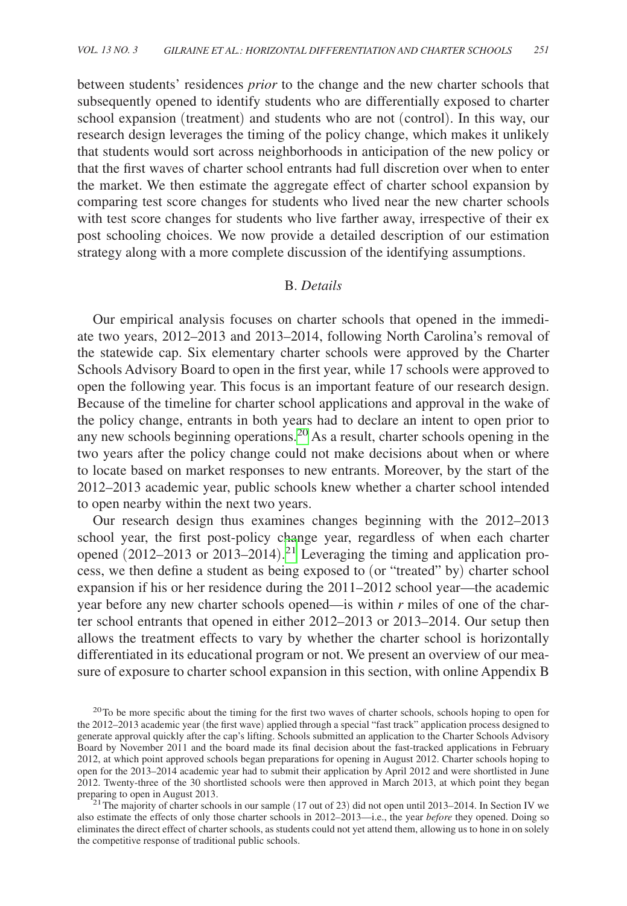between students' residences *prior* to the change and the new charter schools that subsequently opened to identify students who are differentially exposed to charter school expansion (treatment) and students who are not (control). In this way, our research design leverages the timing of the policy change, which makes it unlikely that students would sort across neighborhoods in anticipation of the new policy or that the first waves of charter school entrants had full discretion over when to enter the market. We then estimate the aggregate effect of charter school expansion by comparing test score changes for students who lived near the new charter schools with test score changes for students who live farther away, irrespective of their ex post schooling choices. We now provide a detailed description of our estimation strategy along with a more complete discussion of the identifying assumptions.

### B. *Details*

Our empirical analysis focuses on charter schools that opened in the immediate two years, 2012–2013 and 2013–2014, following North Carolina's removal of the statewide cap. Six elementary charter schools were approved by the Charter Schools Advisory Board to open in the first year, while 17 schools were approved to open the following year. This focus is an important feature of our research design. Because of the timeline for charter school applications and approval in the wake of the policy change, entrants in both years had to declare an intent to open prior to any new schools beginning operations.[20] As a result, charter schools opening in the two years after the policy change could not make decisions about when or where to locate based on market responses to new entrants. Moreover, by the start of the 2012–2013 academic year, public schools knew whether a charter school intended to open nearby within the next two years.

Our research design thus examines changes beginning with the 2012–2013 school year, the first post-policy change year, regardless of when each charter opened (2012–2013 or 2013–2014).[21] Leveraging the timing and application process, we then define a student as being exposed to (or "treated" by) charter school expansion if his or her residence during the 2011–2012 school year—the academic year before any new charter schools opened—is within $r$ miles of one of the charter school entrants that opened in either 2012–2013 or 2013–2014. Our setup then allows the treatment effects to vary by whether the charter school is horizontally differentiated in its educational program or not. We present an overview of our measure of exposure to charter school expansion in this section, with online Appendix B

[20] To be more specific about the timing for the first two waves of charter schools, schools hoping to open for the 2012–2013 academic year (the first wave) applied through a special "fast track" application process designed to generate approval quickly after the cap's lifting. Schools submitted an application to the Charter Schools Advisory Board by November 2011 and the board made its final decision about the fast-tracked applications in February 2012, at which point approved schools began preparations for opening in August 2012. Charter schools hoping to open for the 2013–2014 academic year had to submit their application by April 2012 and were shortlisted in June 2012. Twenty-three of the 30 shortlisted schools were then approved in March 2013, at which point they began preparing to open in August 2013.

[21] The majority of charter schools in our sample (17 out of 23) did not open until 2013–2014. In Section IV we also estimate the effects of only those charter schools in 2012–2013—i.e., the year *before* they opened. Doing so eliminates the direct effect of charter schools, as students could not yet attend them, allowing us to hone in on solely the competitive response of traditional public schools.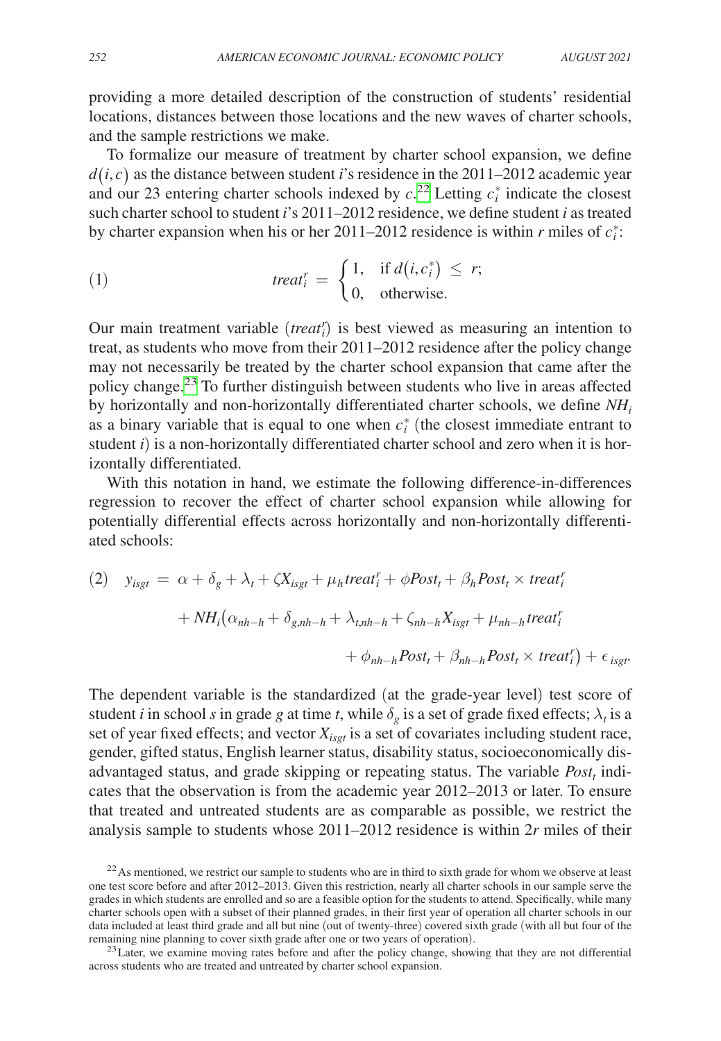providing a more detailed description of the construction of students' residential locations, distances between those locations and the new waves of charter schools, and the sample restrictions we make.

To formalize our measure of treatment by charter school expansion, we define $d(i,c)$ as the distance between student $i$'s residence in the 2011–2012 academic year and our 23 entering charter schools indexed by $c$.[22] Letting $c_i^*$ indicate the closest such charter school to student $i$'s 2011–2012 residence, we define student $i$ as treated by charter expansion when his or her 2011–2012 residence is within $r$ miles of $c_i^*$:

$$(1) \qquad treat_i^r = \begin{cases} 1, & \text{if } d(i, c_i^*) \leq r; \\ 0, & \text{otherwise.} \end{cases}$$

Our main treatment variable ($treat_i^r$) is best viewed as measuring an intention to treat, as students who move from their 2011–2012 residence after the policy change may not necessarily be treated by the charter school expansion that came after the policy change.[23] To further distinguish between students who live in areas affected by horizontally and non-horizontally differentiated charter schools, we define $NH_i$ as a binary variable that is equal to one when $c_i^*$ (the closest immediate entrant to student $i$) is a non-horizontally differentiated charter school and zero when it is horizontally differentiated.

With this notation in hand, we estimate the following difference-in-differences regression to recover the effect of charter school expansion while allowing for potentially differential effects across horizontally and non-horizontally differentiated schools:

$$(2) \quad y_{isgt} = \alpha + \delta_g + \lambda_t + \zeta X_{isgt} + \mu_h treat_i^r + \phi Post_t + \beta_h Post_t \times treat_i^r$$
$$+ NH_i\big(\alpha_{nh-h} + \delta_{g,nh-h} + \lambda_{t,nh-h} + \zeta_{nh-h} X_{isgt} + \mu_{nh-h} treat_i^r$$
$$+ \phi_{nh-h} Post_t + \beta_{nh-h} Post_t \times treat_i^r\big) + \epsilon_{isgt}.$$

The dependent variable is the standardized (at the grade-year level) test score of student $i$ in school $s$ in grade $g$ at time $t$, while $\delta_g$ is a set of grade fixed effects; $\lambda_t$ is a set of year fixed effects; and vector $X_{isgt}$ is a set of covariates including student race, gender, gifted status, English learner status, disability status, socioeconomically disadvantaged status, and grade skipping or repeating status. The variable $Post_t$ indicates that the observation is from the academic year 2012–2013 or later. To ensure that treated and untreated students are as comparable as possible, we restrict the analysis sample to students whose 2011–2012 residence is within $2r$ miles of their

[22] As mentioned, we restrict our sample to students who are in third to sixth grade for whom we observe at least one test score before and after 2012–2013. Given this restriction, nearly all charter schools in our sample serve the grades in which students are enrolled and so are a feasible option for the students to attend. Specifically, while many charter schools open with a subset of their planned grades, in their first year of operation all charter schools in our data included at least third grade and all but nine (out of twenty-three) covered sixth grade (with all but four of the remaining nine planning to cover sixth grade after one or two years of operation).

[23] Later, we examine moving rates before and after the policy change, showing that they are not differential across students who are treated and untreated by charter school expansion.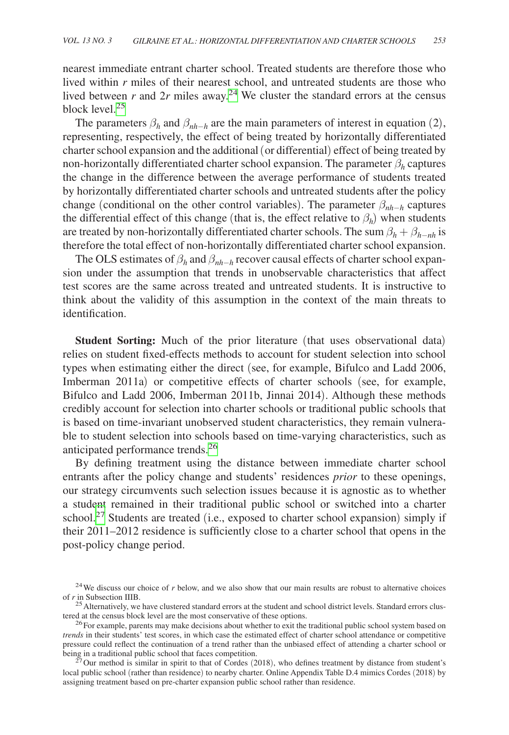nearest immediate entrant charter school. Treated students are therefore those who lived within $r$ miles of their nearest school, and untreated students are those who lived between $r$ and $2r$ miles away.[24] We cluster the standard errors at the census block level.[25]

The parameters $\beta_h$ and $\beta_{nh-h}$ are the main parameters of interest in equation (2), representing, respectively, the effect of being treated by horizontally differentiated charter school expansion and the additional (or differential) effect of being treated by non-horizontally differentiated charter school expansion. The parameter $\beta_h$ captures the change in the difference between the average performance of students treated by horizontally differentiated charter schools and untreated students after the policy change (conditional on the other control variables). The parameter $\beta_{nh-h}$ captures the differential effect of this change (that is, the effect relative to $\beta_h$) when students are treated by non-horizontally differentiated charter schools. The sum $\beta_h + \beta_{h-nh}$ is therefore the total effect of non-horizontally differentiated charter school expansion.

The OLS estimates of $\beta_h$ and $\beta_{nh-h}$ recover causal effects of charter school expansion under the assumption that trends in unobservable characteristics that affect test scores are the same across treated and untreated students. It is instructive to think about the validity of this assumption in the context of the main threats to identification.

**Student Sorting:** Much of the prior literature (that uses observational data) relies on student fixed-effects methods to account for student selection into school types when estimating either the direct (see, for example, Bifulco and Ladd 2006, Imberman 2011a) or competitive effects of charter schools (see, for example, Bifulco and Ladd 2006, Imberman 2011b, Jinnai 2014). Although these methods credibly account for selection into charter schools or traditional public schools that is based on time-invariant unobserved student characteristics, they remain vulnerable to student selection into schools based on time-varying characteristics, such as anticipated performance trends.[26]

By defining treatment using the distance between immediate charter school entrants after the policy change and students' residences *prior* to these openings, our strategy circumvents such selection issues because it is agnostic as to whether a student remained in their traditional public school or switched into a charter school.[27] Students are treated (i.e., exposed to charter school expansion) simply if their 2011–2012 residence is sufficiently close to a charter school that opens in the post-policy change period.

[24] We discuss our choice of $r$ below, and we also show that our main results are robust to alternative choices of $r$ in Subsection IIIB.

[25] Alternatively, we have clustered standard errors at the student and school district levels. Standard errors clustered at the census block level are the most conservative of these options.

[26] For example, parents may make decisions about whether to exit the traditional public school system based on *trends* in their students' test scores, in which case the estimated effect of charter school attendance or competitive pressure could reflect the continuation of a trend rather than the unbiased effect of attending a charter school or being in a traditional public school that faces competition.

[27] Our method is similar in spirit to that of Cordes (2018), who defines treatment by distance from student's local public school (rather than residence) to nearby charter. Online Appendix Table D.4 mimics Cordes (2018) by assigning treatment based on pre-charter expansion public school rather than residence.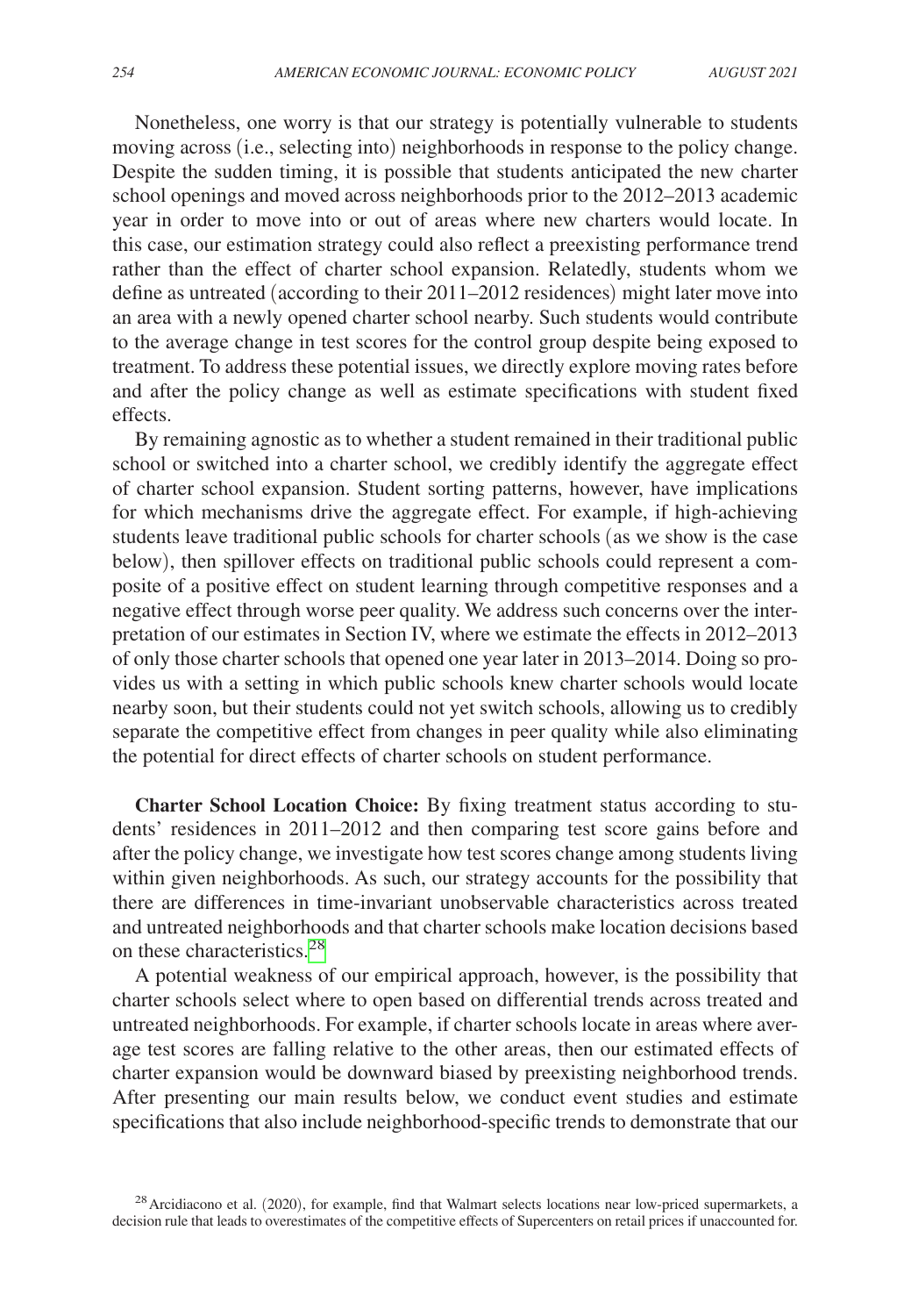Nonetheless, one worry is that our strategy is potentially vulnerable to students moving across (i.e., selecting into) neighborhoods in response to the policy change. Despite the sudden timing, it is possible that students anticipated the new charter school openings and moved across neighborhoods prior to the 2012–2013 academic year in order to move into or out of areas where new charters would locate. In this case, our estimation strategy could also reflect a preexisting performance trend rather than the effect of charter school expansion. Relatedly, students whom we define as untreated (according to their 2011–2012 residences) might later move into an area with a newly opened charter school nearby. Such students would contribute to the average change in test scores for the control group despite being exposed to treatment. To address these potential issues, we directly explore moving rates before and after the policy change as well as estimate specifications with student fixed effects.

By remaining agnostic as to whether a student remained in their traditional public school or switched into a charter school, we credibly identify the aggregate effect of charter school expansion. Student sorting patterns, however, have implications for which mechanisms drive the aggregate effect. For example, if high-achieving students leave traditional public schools for charter schools (as we show is the case below), then spillover effects on traditional public schools could represent a composite of a positive effect on student learning through competitive responses and a negative effect through worse peer quality. We address such concerns over the interpretation of our estimates in Section IV, where we estimate the effects in 2012–2013 of only those charter schools that opened one year later in 2013–2014. Doing so provides us with a setting in which public schools knew charter schools would locate nearby soon, but their students could not yet switch schools, allowing us to credibly separate the competitive effect from changes in peer quality while also eliminating the potential for direct effects of charter schools on student performance.

**Charter School Location Choice:** By fixing treatment status according to students' residences in 2011–2012 and then comparing test score gains before and after the policy change, we investigate how test scores change among students living within given neighborhoods. As such, our strategy accounts for the possibility that there are differences in time-invariant unobservable characteristics across treated and untreated neighborhoods and that charter schools make location decisions based on these characteristics.[28]

A potential weakness of our empirical approach, however, is the possibility that charter schools select where to open based on differential trends across treated and untreated neighborhoods. For example, if charter schools locate in areas where average test scores are falling relative to the other areas, then our estimated effects of charter expansion would be downward biased by preexisting neighborhood trends. After presenting our main results below, we conduct event studies and estimate specifications that also include neighborhood-specific trends to demonstrate that our

[28] Arcidiacono et al. (2020), for example, find that Walmart selects locations near low-priced supermarkets, a decision rule that leads to overestimates of the competitive effects of Supercenters on retail prices if unaccounted for.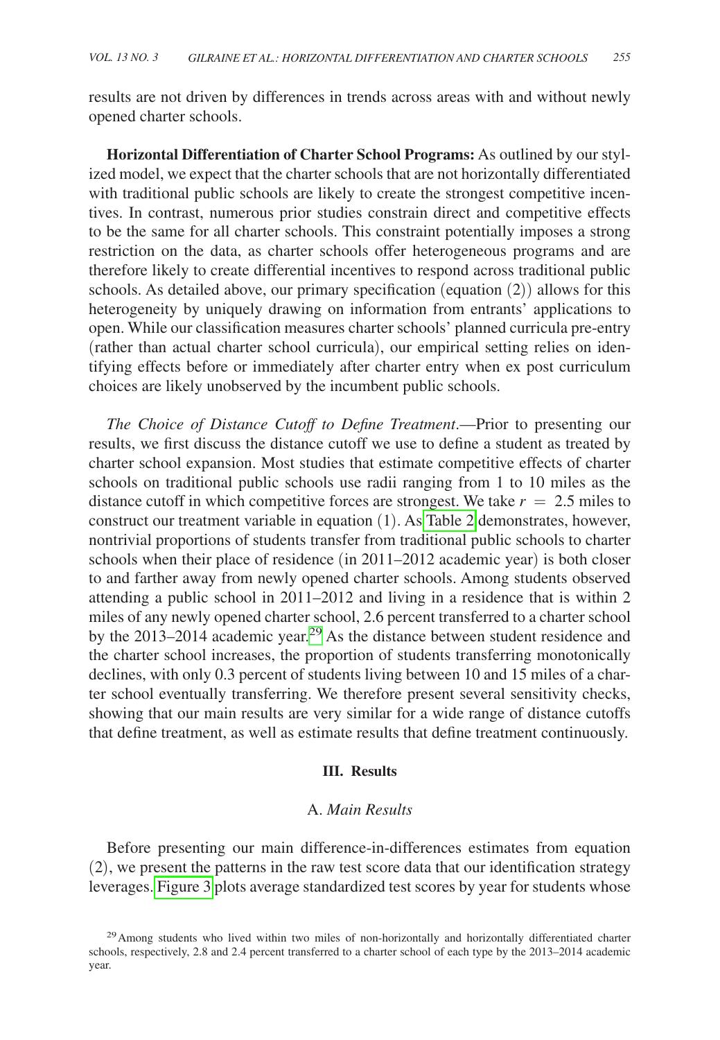results are not driven by differences in trends across areas with and without newly opened charter schools.

**Horizontal Differentiation of Charter School Programs:** As outlined by our stylized model, we expect that the charter schools that are not horizontally differentiated with traditional public schools are likely to create the strongest competitive incentives. In contrast, numerous prior studies constrain direct and competitive effects to be the same for all charter schools. This constraint potentially imposes a strong restriction on the data, as charter schools offer heterogeneous programs and are therefore likely to create differential incentives to respond across traditional public schools. As detailed above, our primary specification (equation (2)) allows for this heterogeneity by uniquely drawing on information from entrants' applications to open. While our classification measures charter schools' planned curricula pre-entry (rather than actual charter school curricula), our empirical setting relies on identifying effects before or immediately after charter entry when ex post curriculum choices are likely unobserved by the incumbent public schools.

*The Choice of Distance Cutoff to Define Treatment*.—Prior to presenting our results, we first discuss the distance cutoff we use to define a student as treated by charter school expansion. Most studies that estimate competitive effects of charter schools on traditional public schools use radii ranging from 1 to 10 miles as the distance cutoff in which competitive forces are strongest. We take $r = 2.5$ miles to construct our treatment variable in equation (1). As Table 2 demonstrates, however, nontrivial proportions of students transfer from traditional public schools to charter schools when their place of residence (in 2011–2012 academic year) is both closer to and farther away from newly opened charter schools. Among students observed attending a public school in 2011–2012 and living in a residence that is within 2 miles of any newly opened charter school, 2.6 percent transferred to a charter school by the 2013–2014 academic year.[29] As the distance between student residence and the charter school increases, the proportion of students transferring monotonically declines, with only 0.3 percent of students living between 10 and 15 miles of a charter school eventually transferring. We therefore present several sensitivity checks, showing that our main results are very similar for a wide range of distance cutoffs that define treatment, as well as estimate results that define treatment continuously.

## III. Results

### A. *Main Results*

Before presenting our main difference-in-differences estimates from equation (2), we present the patterns in the raw test score data that our identification strategy leverages. Figure 3 plots average standardized test scores by year for students whose

[29] Among students who lived within two miles of non-horizontally and horizontally differentiated charter schools, respectively, 2.8 and 2.4 percent transferred to a charter school of each type by the 2013–2014 academic year.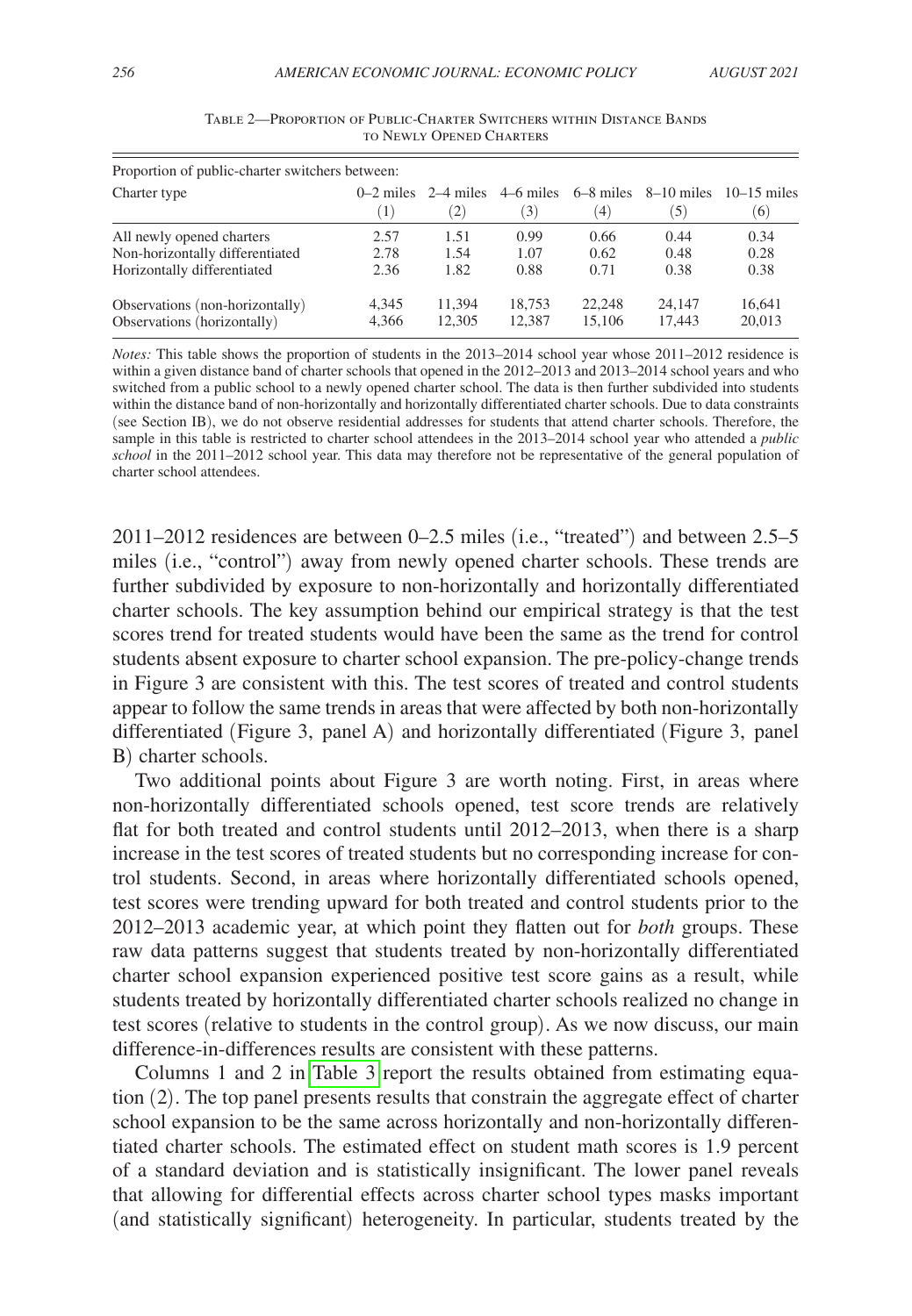Table 2—Proportion of Public-Charter Switchers within Distance Bands to Newly Opened Charters

| Proportion of public-charter switchers between: | | | | | | |
|---|---|---|---|---|---|---|
| Charter type | 0–2 miles (1) | 2–4 miles (2) | 4–6 miles (3) | 6–8 miles (4) | 8–10 miles (5) | 10–15 miles (6) |
| All newly opened charters | 2.57 | 1.51 | 0.99 | 0.66 | 0.44 | 0.34 |
| Non-horizontally differentiated | 2.78 | 1.54 | 1.07 | 0.62 | 0.48 | 0.28 |
| Horizontally differentiated | 2.36 | 1.82 | 0.88 | 0.71 | 0.38 | 0.38 |
| Observations (non-horizontally) | 4,345 | 11,394 | 18,753 | 22,248 | 24,147 | 16,641 |
| Observations (horizontally) | 4,366 | 12,305 | 12,387 | 15,106 | 17,443 | 20,013 |

*Notes:* This table shows the proportion of students in the 2013–2014 school year whose 2011–2012 residence is within a given distance band of charter schools that opened in the 2012–2013 and 2013–2014 school years and who switched from a public school to a newly opened charter school. The data is then further subdivided into students within the distance band of non-horizontally and horizontally differentiated charter schools. Due to data constraints (see Section IB), we do not observe residential addresses for students that attend charter schools. Therefore, the sample in this table is restricted to charter school attendees in the 2013–2014 school year who attended a *public school* in the 2011–2012 school year. This data may therefore not be representative of the general population of charter school attendees.

2011–2012 residences are between 0–2.5 miles (i.e., "treated") and between 2.5–5 miles (i.e., "control") away from newly opened charter schools. These trends are further subdivided by exposure to non-horizontally and horizontally differentiated charter schools. The key assumption behind our empirical strategy is that the test scores trend for treated students would have been the same as the trend for control students absent exposure to charter school expansion. The pre-policy-change trends in Figure 3 are consistent with this. The test scores of treated and control students appear to follow the same trends in areas that were affected by both non-horizontally differentiated (Figure 3, panel A) and horizontally differentiated (Figure 3, panel B) charter schools.

Two additional points about Figure 3 are worth noting. First, in areas where non-horizontally differentiated schools opened, test score trends are relatively flat for both treated and control students until 2012–2013, when there is a sharp increase in the test scores of treated students but no corresponding increase for control students. Second, in areas where horizontally differentiated schools opened, test scores were trending upward for both treated and control students prior to the 2012–2013 academic year, at which point they flatten out for *both* groups. These raw data patterns suggest that students treated by non-horizontally differentiated charter school expansion experienced positive test score gains as a result, while students treated by horizontally differentiated charter schools realized no change in test scores (relative to students in the control group). As we now discuss, our main difference-in-differences results are consistent with these patterns.

Columns 1 and 2 in Table 3 report the results obtained from estimating equation (2). The top panel presents results that constrain the aggregate effect of charter school expansion to be the same across horizontally and non-horizontally differentiated charter schools. The estimated effect on student math scores is 1.9 percent of a standard deviation and is statistically insignificant. The lower panel reveals that allowing for differential effects across charter school types masks important (and statistically significant) heterogeneity. In particular, students treated by the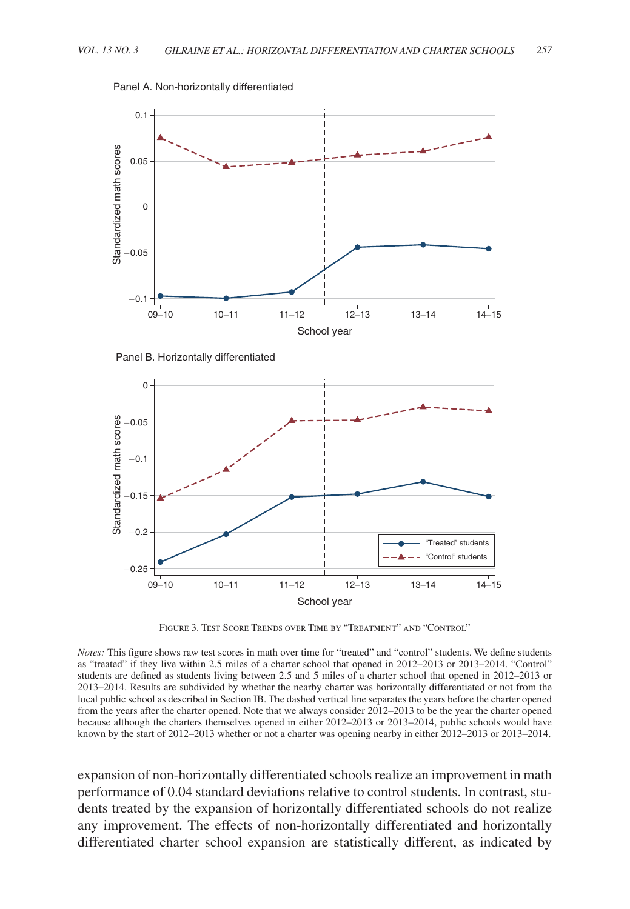Panel A. Non-horizontally differentiated

Panel B. Horizontally differentiated

Figure 3. Test Score Trends over Time by "Treatment" and "Control"

*Notes:* This figure shows raw test scores in math over time for "treated" and "control" students. We define students as "treated" if they live within 2.5 miles of a charter school that opened in 2012–2013 or 2013–2014. "Control" students are defined as students living between 2.5 and 5 miles of a charter school that opened in 2012–2013 or 2013–2014. Results are subdivided by whether the nearby charter was horizontally differentiated or not from the local public school as described in Section IB. The dashed vertical line separates the years before the charter opened from the years after the charter opened. Note that we always consider 2012–2013 to be the year the charter opened because although the charters themselves opened in either 2012–2013 or 2013–2014, public schools would have known by the start of 2012–2013 whether or not a charter was opening nearby in either 2012–2013 or 2013–2014.

expansion of non-horizontally differentiated schools realize an improvement in math performance of 0.04 standard deviations relative to control students. In contrast, students treated by the expansion of horizontally differentiated schools do not realize any improvement. The effects of non-horizontally differentiated and horizontally differentiated charter school expansion are statistically different, as indicated by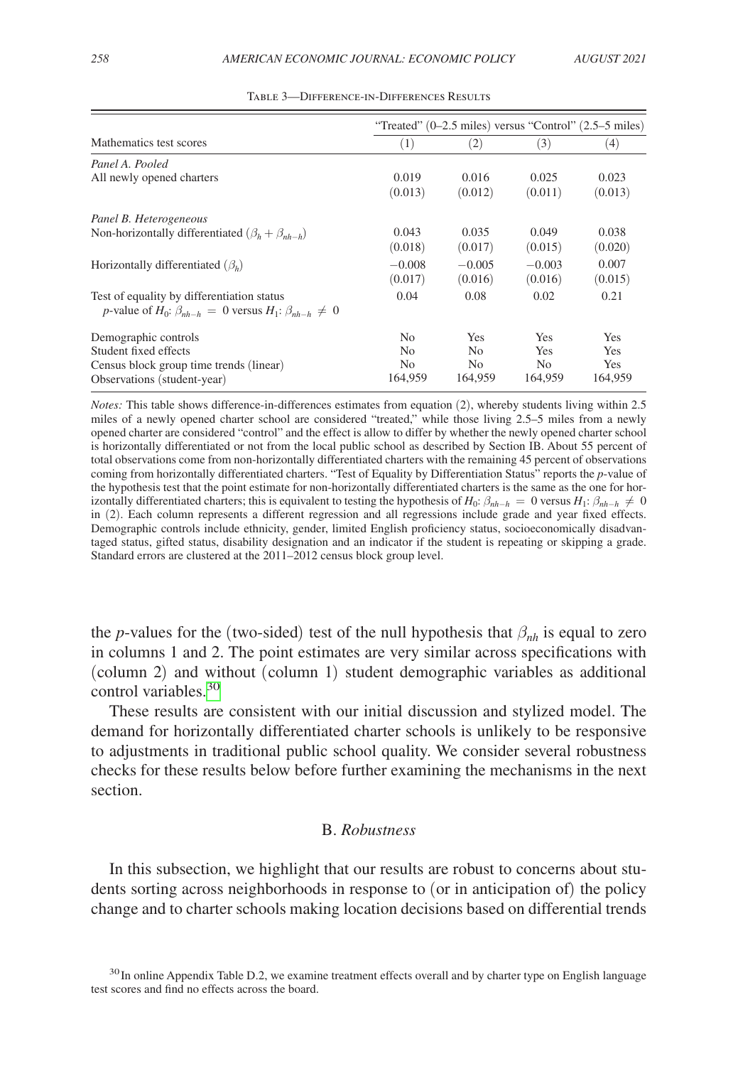Table 3—Difference-in-Differences Results

| Mathematics test scores | "Treated" (0–2.5 miles) versus "Control" (2.5–5 miles) | | | |
|---|---|---|---|---|
| | (1) | (2) | (3) | (4) |
| *Panel A. Pooled* | | | | |
| All newly opened charters | 0.019 | 0.016 | 0.025 | 0.023 |
| | (0.013) | (0.012) | (0.011) | (0.013) |
| *Panel B. Heterogeneous* | | | | |
| Non-horizontally differentiated ($\beta_h + \beta_{nh-h}$) | 0.043 | 0.035 | 0.049 | 0.038 |
| | (0.018) | (0.017) | (0.015) | (0.020) |
| Horizontally differentiated ($\beta_h$) | −0.008 | −0.005 | −0.003 | 0.007 |
| | (0.017) | (0.016) | (0.016) | (0.015) |
| Test of equality by differentiation status *p*-value of $H_0$: $\beta_{nh-h} = 0$ versus $H_1$: $\beta_{nh-h} \neq 0$ | 0.04 | 0.08 | 0.02 | 0.21 |
| Demographic controls | No | Yes | Yes | Yes |
| Student fixed effects | No | No | Yes | Yes |
| Census block group time trends (linear) | No | No | No | Yes |
| Observations (student-year) | 164,959 | 164,959 | 164,959 | 164,959 |

*Notes:* This table shows difference-in-differences estimates from equation (2), whereby students living within 2.5 miles of a newly opened charter school are considered "treated," while those living 2.5–5 miles from a newly opened charter are considered "control" and the effect is allow to differ by whether the newly opened charter school is horizontally differentiated or not from the local public school as described by Section IB. About 55 percent of total observations come from non-horizontally differentiated charters with the remaining 45 percent of observations coming from horizontally differentiated charters. "Test of Equality by Differentiation Status" reports the *p*-value of the hypothesis test that the point estimate for non-horizontally differentiated charters is the same as the one for horizontally differentiated charters; this is equivalent to testing the hypothesis of $H_0$: $\beta_{nh-h} = 0$ versus $H_1$: $\beta_{nh-h} \neq 0$ in (2). Each column represents a different regression and all regressions include grade and year fixed effects. Demographic controls include ethnicity, gender, limited English proficiency status, socioeconomically disadvantaged status, gifted status, disability designation and an indicator if the student is repeating or skipping a grade. Standard errors are clustered at the 2011–2012 census block group level.

the *p*-values for the (two-sided) test of the null hypothesis that $\beta_{nh}$ is equal to zero in columns 1 and 2. The point estimates are very similar across specifications with (column 2) and without (column 1) student demographic variables as additional control variables.[30]

These results are consistent with our initial discussion and stylized model. The demand for horizontally differentiated charter schools is unlikely to be responsive to adjustments in traditional public school quality. We consider several robustness checks for these results below before further examining the mechanisms in the next section.

### B. *Robustness*

In this subsection, we highlight that our results are robust to concerns about students sorting across neighborhoods in response to (or in anticipation of) the policy change and to charter schools making location decisions based on differential trends

[30] In online Appendix Table D.2, we examine treatment effects overall and by charter type on English language test scores and find no effects across the board.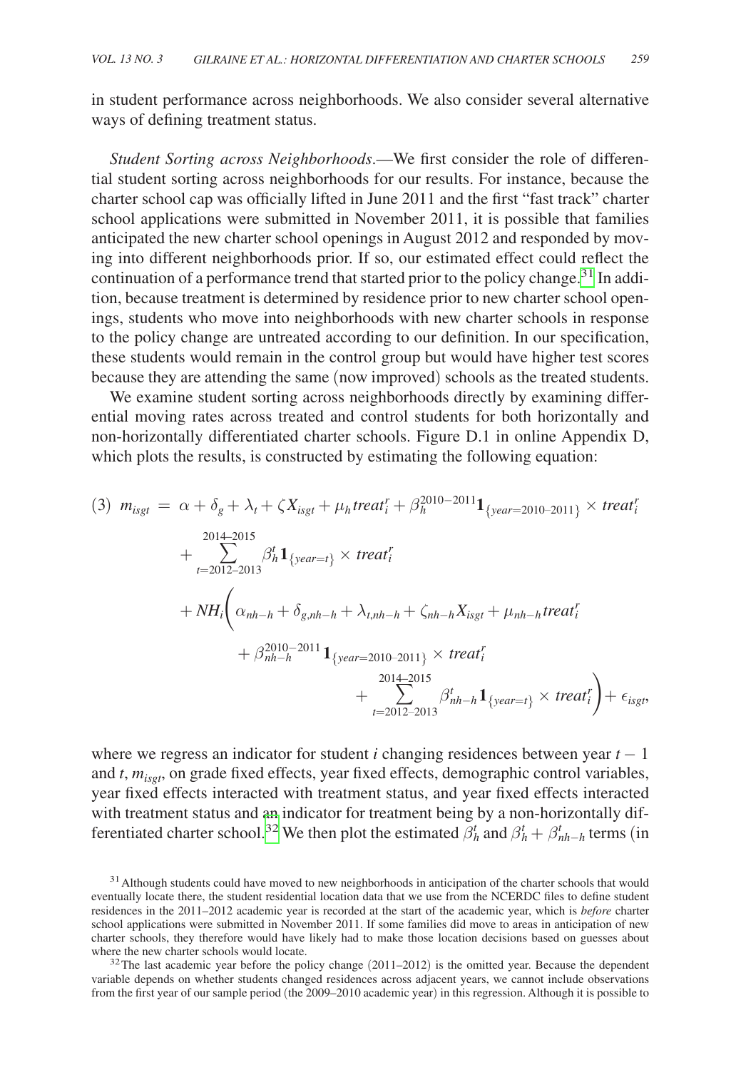in student performance across neighborhoods. We also consider several alternative ways of defining treatment status.

*Student Sorting across Neighborhoods*.—We first consider the role of differential student sorting across neighborhoods for our results. For instance, because the charter school cap was officially lifted in June 2011 and the first "fast track" charter school applications were submitted in November 2011, it is possible that families anticipated the new charter school openings in August 2012 and responded by moving into different neighborhoods prior. If so, our estimated effect could reflect the continuation of a performance trend that started prior to the policy change.[31] In addition, because treatment is determined by residence prior to new charter school openings, students who move into neighborhoods with new charter schools in response to the policy change are untreated according to our definition. In our specification, these students would remain in the control group but would have higher test scores because they are attending the same (now improved) schools as the treated students.

We examine student sorting across neighborhoods directly by examining differential moving rates across treated and control students for both horizontally and non-horizontally differentiated charter schools. Figure D.1 in online Appendix D, which plots the results, is constructed by estimating the following equation:

$$
\begin{aligned}
(3)\quad m_{isgt} = {} & \alpha + \delta_g + \lambda_t + \zeta X_{isgt} + \mu_h treat_i^r + \beta_h^{2010-2011} \mathbf{1}_{\{year=2010\text{–}2011\}} \times treat_i^r \\
& + \sum_{t=2012\text{–}2013}^{2014\text{–}2015} \beta_h^t \mathbf{1}_{\{year=t\}} \times treat_i^r \\
& + NH_i \Bigg( \alpha_{nh-h} + \delta_{g,nh-h} + \lambda_{t,nh-h} + \zeta_{nh-h} X_{isgt} + \mu_{nh-h} treat_i^r \\
& \quad + \beta_{nh-h}^{2010-2011} \mathbf{1}_{\{year=2010\text{–}2011\}} \times treat_i^r \\
& \quad + \sum_{t=2012\text{–}2013}^{2014\text{–}2015} \beta_{nh-h}^t \mathbf{1}_{\{year=t\}} \times treat_i^r \Bigg) + \epsilon_{isgt},
\end{aligned}
$$

where we regress an indicator for student $i$ changing residences between year $t-1$ and $t$, $m_{isgt}$, on grade fixed effects, year fixed effects, demographic control variables, year fixed effects interacted with treatment status, and year fixed effects interacted with treatment status and an indicator for treatment being by a non-horizontally differentiated charter school.[32] We then plot the estimated $\beta_h^t$ and $\beta_h^t + \beta_{nh-h}^t$ terms (in

[31] Although students could have moved to new neighborhoods in anticipation of the charter schools that would eventually locate there, the student residential location data that we use from the NCERDC files to define student residences in the 2011–2012 academic year is recorded at the start of the academic year, which is *before* charter school applications were submitted in November 2011. If some families did move to areas in anticipation of new charter schools, they therefore would have likely had to make those location decisions based on guesses about where the new charter schools would locate.

[32] The last academic year before the policy change (2011–2012) is the omitted year. Because the dependent variable depends on whether students changed residences across adjacent years, we cannot include observations from the first year of our sample period (the 2009–2010 academic year) in this regression. Although it is possible to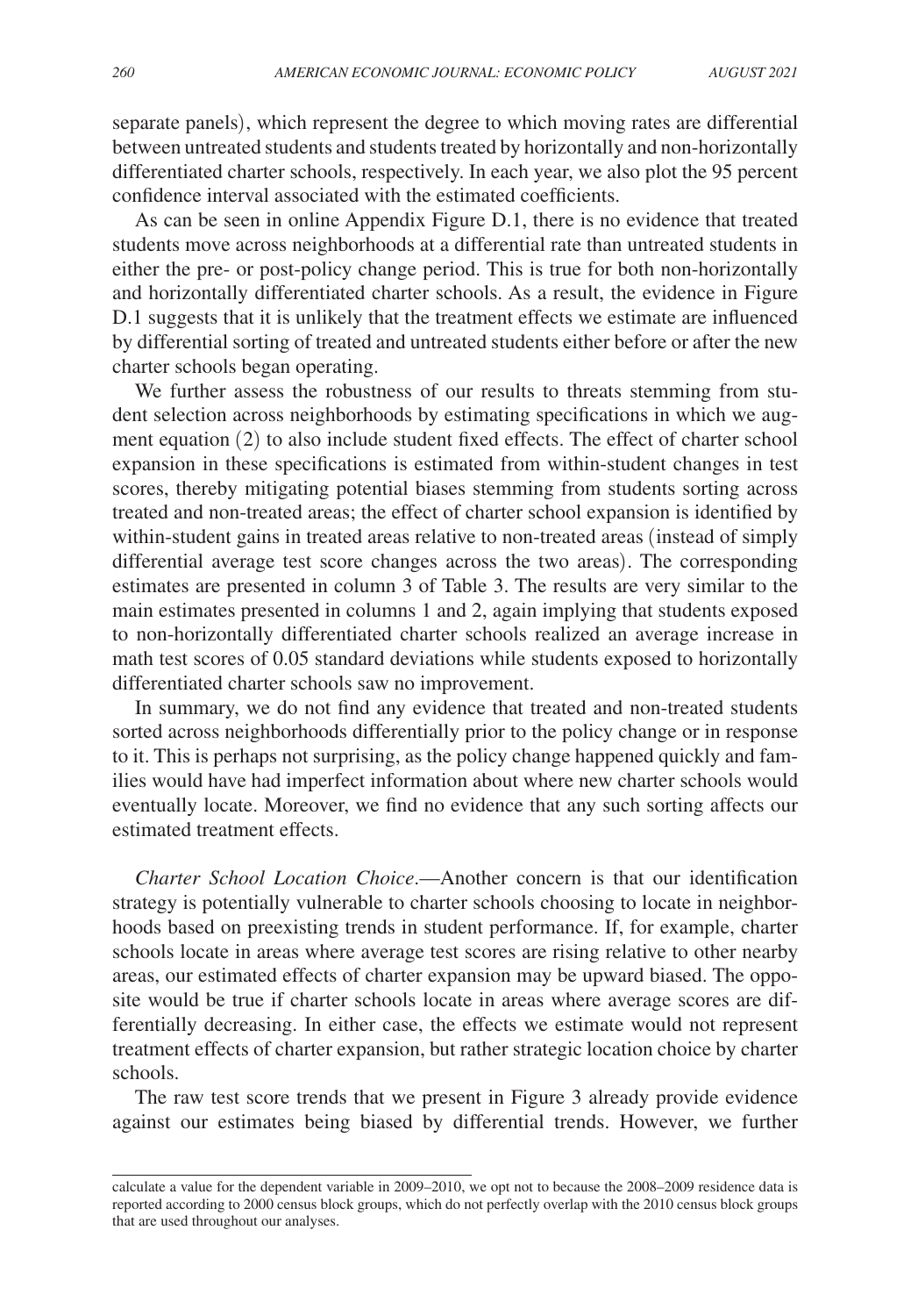separate panels), which represent the degree to which moving rates are differential between untreated students and students treated by horizontally and non-horizontally differentiated charter schools, respectively. In each year, we also plot the 95 percent confidence interval associated with the estimated coefficients.

As can be seen in online Appendix Figure D.1, there is no evidence that treated students move across neighborhoods at a differential rate than untreated students in either the pre- or post-policy change period. This is true for both non-horizontally and horizontally differentiated charter schools. As a result, the evidence in Figure D.1 suggests that it is unlikely that the treatment effects we estimate are influenced by differential sorting of treated and untreated students either before or after the new charter schools began operating.

We further assess the robustness of our results to threats stemming from student selection across neighborhoods by estimating specifications in which we augment equation (2) to also include student fixed effects. The effect of charter school expansion in these specifications is estimated from within-student changes in test scores, thereby mitigating potential biases stemming from students sorting across treated and non-treated areas; the effect of charter school expansion is identified by within-student gains in treated areas relative to non-treated areas (instead of simply differential average test score changes across the two areas). The corresponding estimates are presented in column 3 of Table 3. The results are very similar to the main estimates presented in columns 1 and 2, again implying that students exposed to non-horizontally differentiated charter schools realized an average increase in math test scores of 0.05 standard deviations while students exposed to horizontally differentiated charter schools saw no improvement.

In summary, we do not find any evidence that treated and non-treated students sorted across neighborhoods differentially prior to the policy change or in response to it. This is perhaps not surprising, as the policy change happened quickly and families would have had imperfect information about where new charter schools would eventually locate. Moreover, we find no evidence that any such sorting affects our estimated treatment effects.

*Charter School Location Choice*.—Another concern is that our identification strategy is potentially vulnerable to charter schools choosing to locate in neighborhoods based on preexisting trends in student performance. If, for example, charter schools locate in areas where average test scores are rising relative to other nearby areas, our estimated effects of charter expansion may be upward biased. The opposite would be true if charter schools locate in areas where average scores are differentially decreasing. In either case, the effects we estimate would not represent treatment effects of charter expansion, but rather strategic location choice by charter schools.

The raw test score trends that we present in Figure 3 already provide evidence against our estimates being biased by differential trends. However, we further

calculate a value for the dependent variable in 2009–2010, we opt not to because the 2008–2009 residence data is reported according to 2000 census block groups, which do not perfectly overlap with the 2010 census block groups that are used throughout our analyses.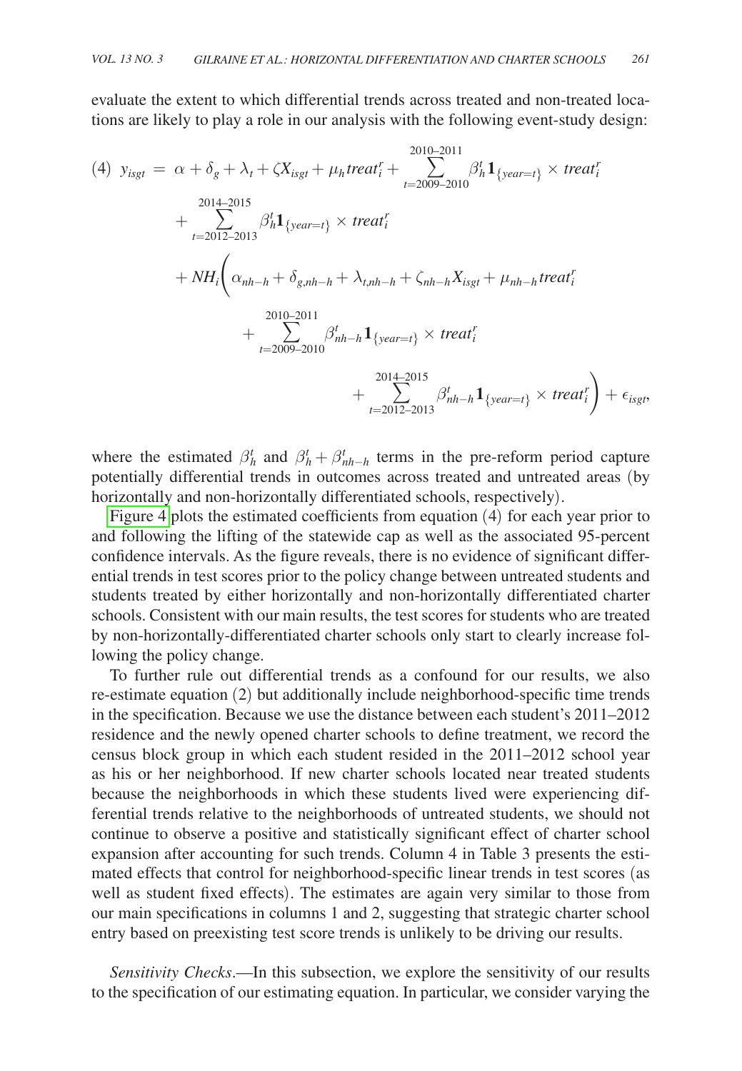evaluate the extent to which differential trends across treated and non-treated locations are likely to play a role in our analysis with the following event-study design:

$$
\begin{aligned}
(4) \quad y_{isgt} = \; & \alpha + \delta_g + \lambda_t + \zeta X_{isgt} + \mu_h treat_i^r + \sum_{t=2009\text{–}2010}^{2010\text{–}2011} \beta_h^t \mathbf{1}_{\{year=t\}} \times treat_i^r \\
& + \sum_{t=2012\text{–}2013}^{2014\text{–}2015} \beta_h^t \mathbf{1}_{\{year=t\}} \times treat_i^r \\
& + NH_i \Bigg( \alpha_{nh-h} + \delta_{g,nh-h} + \lambda_{t,nh-h} + \zeta_{nh-h} X_{isgt} + \mu_{nh-h} treat_i^r \\
& \qquad + \sum_{t=2009\text{–}2010}^{2010\text{–}2011} \beta_{nh-h}^t \mathbf{1}_{\{year=t\}} \times treat_i^r \\
& \qquad\qquad + \sum_{t=2012\text{–}2013}^{2014\text{–}2015} \beta_{nh-h}^t \mathbf{1}_{\{year=t\}} \times treat_i^r \Bigg) + \epsilon_{isgt},
\end{aligned}
$$

where the estimated $\beta_h^t$ and $\beta_h^t + \beta_{nh-h}^t$ terms in the pre-reform period capture potentially differential trends in outcomes across treated and untreated areas (by horizontally and non-horizontally differentiated schools, respectively).

Figure 4 plots the estimated coefficients from equation (4) for each year prior to and following the lifting of the statewide cap as well as the associated 95-percent confidence intervals. As the figure reveals, there is no evidence of significant differential trends in test scores prior to the policy change between untreated students and students treated by either horizontally and non-horizontally differentiated charter schools. Consistent with our main results, the test scores for students who are treated by non-horizontally-differentiated charter schools only start to clearly increase following the policy change.

To further rule out differential trends as a confound for our results, we also re-estimate equation (2) but additionally include neighborhood-specific time trends in the specification. Because we use the distance between each student's 2011–2012 residence and the newly opened charter schools to define treatment, we record the census block group in which each student resided in the 2011–2012 school year as his or her neighborhood. If new charter schools located near treated students because the neighborhoods in which these students lived were experiencing differential trends relative to the neighborhoods of untreated students, we should not continue to observe a positive and statistically significant effect of charter school expansion after accounting for such trends. Column 4 in Table 3 presents the estimated effects that control for neighborhood-specific linear trends in test scores (as well as student fixed effects). The estimates are again very similar to those from our main specifications in columns 1 and 2, suggesting that strategic charter school entry based on preexisting test score trends is unlikely to be driving our results.

*Sensitivity Checks*.—In this subsection, we explore the sensitivity of our results to the specification of our estimating equation. In particular, we consider varying the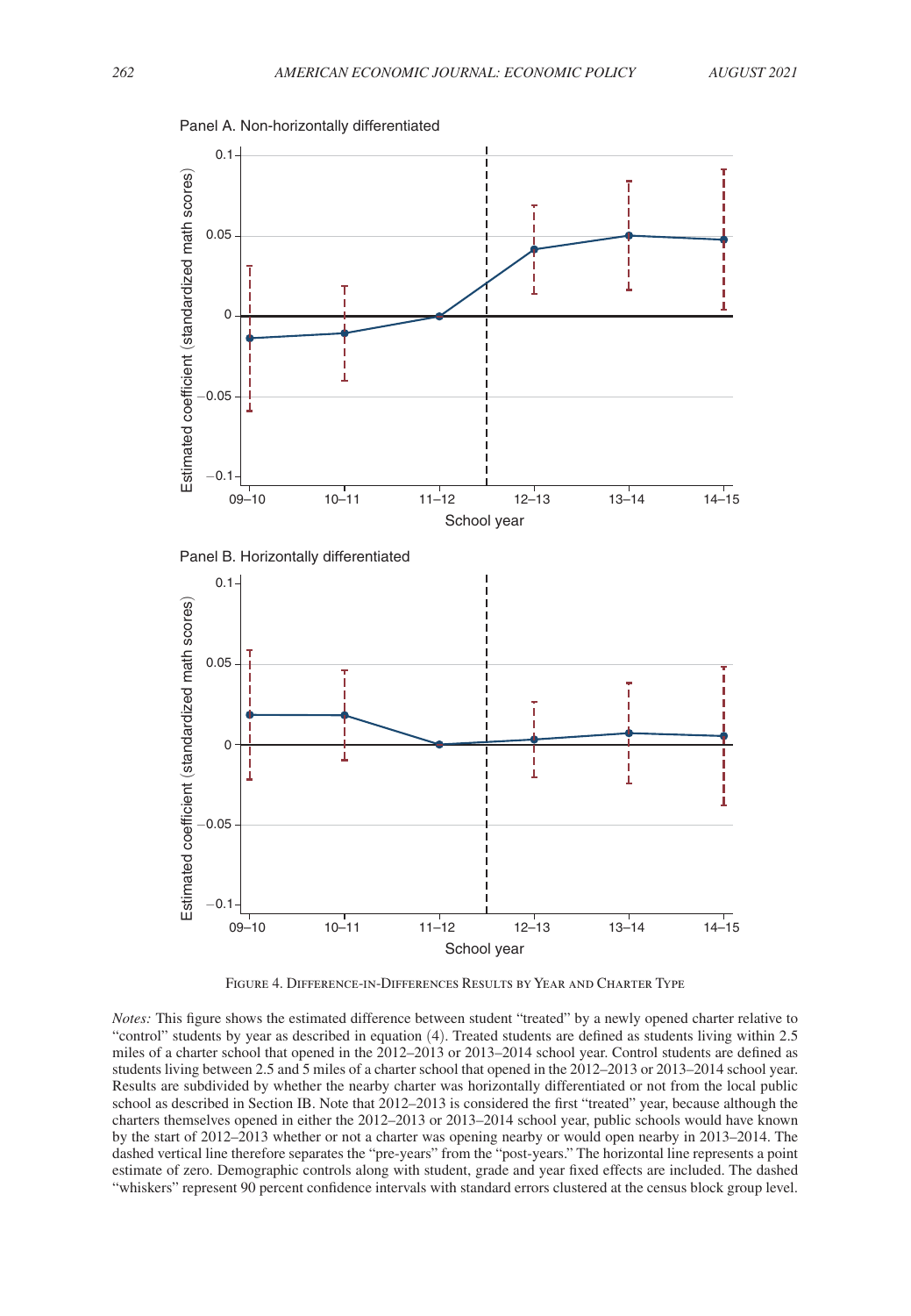Panel A. Non-horizontally differentiated

Panel B. Horizontally differentiated

Figure 4. Difference-in-Differences Results by Year and Charter Type

*Notes:* This figure shows the estimated difference between student "treated" by a newly opened charter relative to "control" students by year as described in equation (4). Treated students are defined as students living within 2.5 miles of a charter school that opened in the 2012–2013 or 2013–2014 school year. Control students are defined as students living between 2.5 and 5 miles of a charter school that opened in the 2012–2013 or 2013–2014 school year. Results are subdivided by whether the nearby charter was horizontally differentiated or not from the local public school as described in Section IB. Note that 2012–2013 is considered the first "treated" year, because although the charters themselves opened in either the 2012–2013 or 2013–2014 school year, public schools would have known by the start of 2012–2013 whether or not a charter was opening nearby or would open nearby in 2013–2014. The dashed vertical line therefore separates the "pre-years" from the "post-years." The horizontal line represents a point estimate of zero. Demographic controls along with student, grade and year fixed effects are included. The dashed "whiskers" represent 90 percent confidence intervals with standard errors clustered at the census block group level.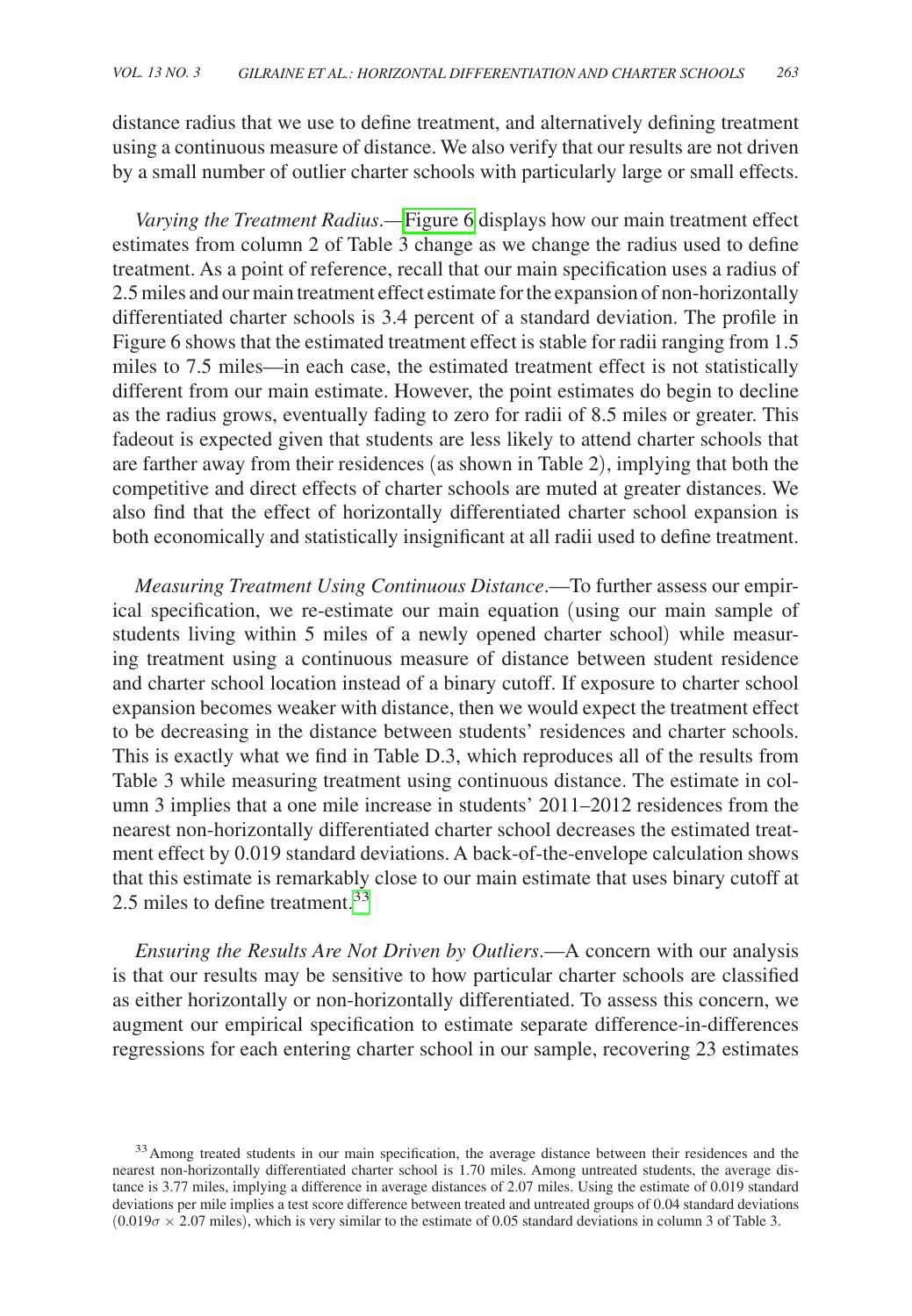distance radius that we use to define treatment, and alternatively defining treatment using a continuous measure of distance. We also verify that our results are not driven by a small number of outlier charter schools with particularly large or small effects.

*Varying the Treatment Radius*.—Figure 6 displays how our main treatment effect estimates from column 2 of Table 3 change as we change the radius used to define treatment. As a point of reference, recall that our main specification uses a radius of 2.5 miles and our main treatment effect estimate for the expansion of non-horizontally differentiated charter schools is 3.4 percent of a standard deviation. The profile in Figure 6 shows that the estimated treatment effect is stable for radii ranging from 1.5 miles to 7.5 miles—in each case, the estimated treatment effect is not statistically different from our main estimate. However, the point estimates do begin to decline as the radius grows, eventually fading to zero for radii of 8.5 miles or greater. This fadeout is expected given that students are less likely to attend charter schools that are farther away from their residences (as shown in Table 2), implying that both the competitive and direct effects of charter schools are muted at greater distances. We also find that the effect of horizontally differentiated charter school expansion is both economically and statistically insignificant at all radii used to define treatment.

*Measuring Treatment Using Continuous Distance*.—To further assess our empirical specification, we re-estimate our main equation (using our main sample of students living within 5 miles of a newly opened charter school) while measuring treatment using a continuous measure of distance between student residence and charter school location instead of a binary cutoff. If exposure to charter school expansion becomes weaker with distance, then we would expect the treatment effect to be decreasing in the distance between students' residences and charter schools. This is exactly what we find in Table D.3, which reproduces all of the results from Table 3 while measuring treatment using continuous distance. The estimate in column 3 implies that a one mile increase in students' 2011–2012 residences from the nearest non-horizontally differentiated charter school decreases the estimated treatment effect by 0.019 standard deviations. A back-of-the-envelope calculation shows that this estimate is remarkably close to our main estimate that uses binary cutoff at 2.5 miles to define treatment.[33]

*Ensuring the Results Are Not Driven by Outliers*.—A concern with our analysis is that our results may be sensitive to how particular charter schools are classified as either horizontally or non-horizontally differentiated. To assess this concern, we augment our empirical specification to estimate separate difference-in-differences regressions for each entering charter school in our sample, recovering 23 estimates

[33] Among treated students in our main specification, the average distance between their residences and the nearest non-horizontally differentiated charter school is 1.70 miles. Among untreated students, the average distance is 3.77 miles, implying a difference in average distances of 2.07 miles. Using the estimate of 0.019 standard deviations per mile implies a test score difference between treated and untreated groups of 0.04 standard deviations ($0.019\sigma \times 2.07$ miles), which is very similar to the estimate of 0.05 standard deviations in column 3 of Table 3.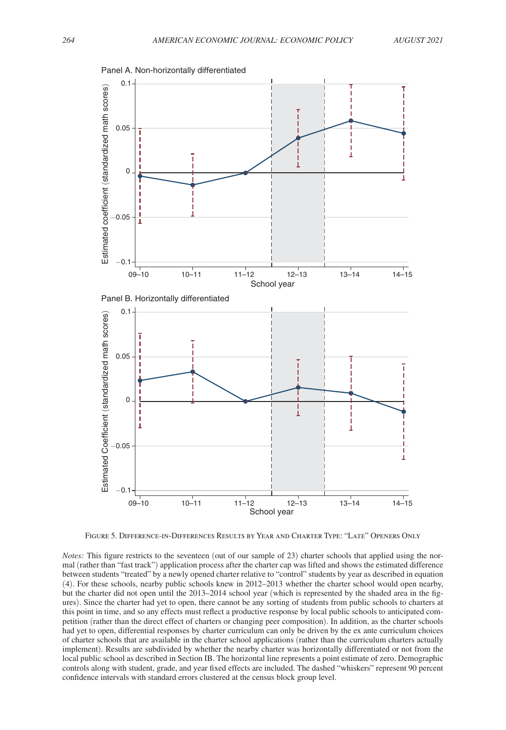Figure 5. Difference-in-Differences Results by Year and Charter Type: "Late" Openers Only

*Notes:* This figure restricts to the seventeen (out of our sample of 23) charter schools that applied using the normal (rather than "fast track") application process after the charter cap was lifted and shows the estimated difference between students "treated" by a newly opened charter relative to "control" students by year as described in equation (4). For these schools, nearby public schools knew in 2012–2013 whether the charter school would open nearby, but the charter did not open until the 2013–2014 school year (which is represented by the shaded area in the figures). Since the charter had yet to open, there cannot be any sorting of students from public schools to charters at this point in time, and so any effects must reflect a productive response by local public schools to anticipated competition (rather than the direct effect of charters or changing peer composition). In addition, as the charter schools had yet to open, differential responses by charter curriculum can only be driven by the ex ante curriculum choices of charter schools that are available in the charter school applications (rather than the curriculum charters actually implement). Results are subdivided by whether the nearby charter was horizontally differentiated or not from the local public school as described in Section IB. The horizontal line represents a point estimate of zero. Demographic controls along with student, grade, and year fixed effects are included. The dashed "whiskers" represent 90 percent confidence intervals with standard errors clustered at the census block group level.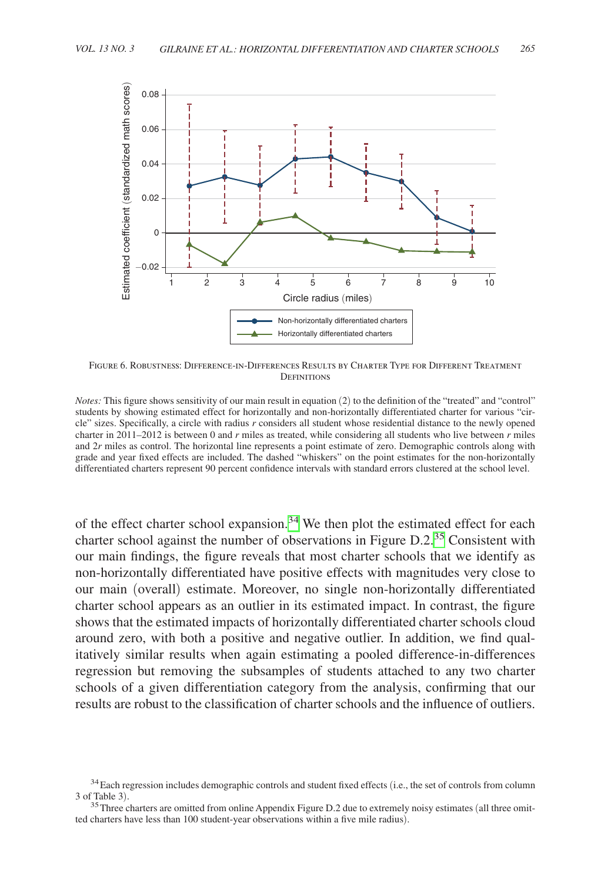Figure 6. Robustness: Difference-in-Differences Results by Charter Type for Different Treatment Definitions

*Notes:* This figure shows sensitivity of our main result in equation (2) to the definition of the "treated" and "control" students by showing estimated effect for horizontally and non-horizontally differentiated charter for various "circle" sizes. Specifically, a circle with radius $r$ considers all student whose residential distance to the newly opened charter in 2011–2012 is between 0 and $r$ miles as treated, while considering all students who live between $r$ miles and $2r$ miles as control. The horizontal line represents a point estimate of zero. Demographic controls along with grade and year fixed effects are included. The dashed "whiskers" on the point estimates for the non-horizontally differentiated charters represent 90 percent confidence intervals with standard errors clustered at the school level.

of the effect charter school expansion.[34] We then plot the estimated effect for each charter school against the number of observations in Figure D.2.[35] Consistent with our main findings, the figure reveals that most charter schools that we identify as non-horizontally differentiated have positive effects with magnitudes very close to our main (overall) estimate. Moreover, no single non-horizontally differentiated charter school appears as an outlier in its estimated impact. In contrast, the figure shows that the estimated impacts of horizontally differentiated charter schools cloud around zero, with both a positive and negative outlier. In addition, we find qualitatively similar results when again estimating a pooled difference-in-differences regression but removing the subsamples of students attached to any two charter schools of a given differentiation category from the analysis, confirming that our results are robust to the classification of charter schools and the influence of outliers.

[34] Each regression includes demographic controls and student fixed effects (i.e., the set of controls from column 3 of Table 3).

[35] Three charters are omitted from online Appendix Figure D.2 due to extremely noisy estimates (all three omitted charters have less than 100 student-year observations within a five mile radius).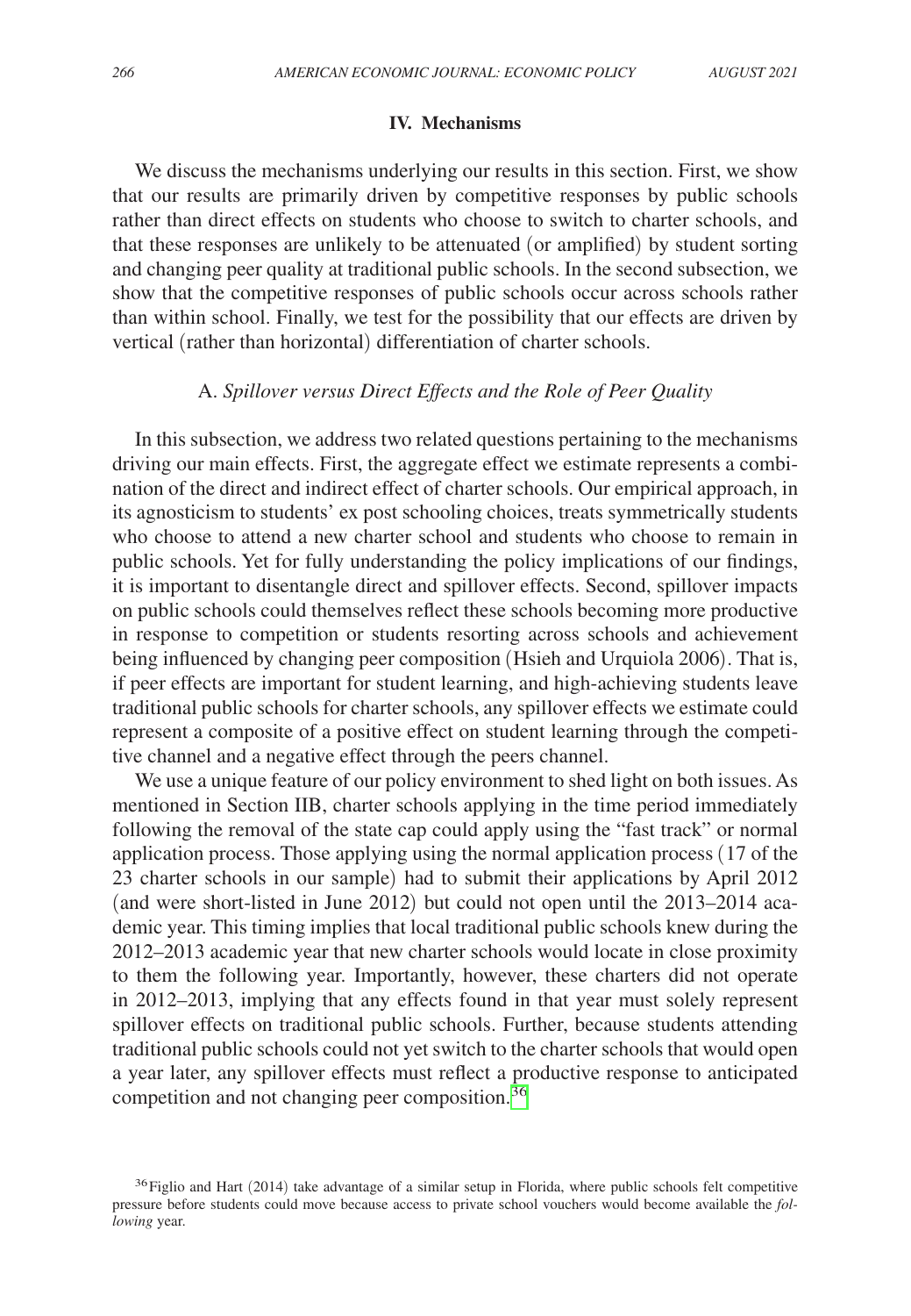## IV. Mechanisms

We discuss the mechanisms underlying our results in this section. First, we show that our results are primarily driven by competitive responses by public schools rather than direct effects on students who choose to switch to charter schools, and that these responses are unlikely to be attenuated (or amplified) by student sorting and changing peer quality at traditional public schools. In the second subsection, we show that the competitive responses of public schools occur across schools rather than within school. Finally, we test for the possibility that our effects are driven by vertical (rather than horizontal) differentiation of charter schools.

### A. *Spillover versus Direct Effects and the Role of Peer Quality*

In this subsection, we address two related questions pertaining to the mechanisms driving our main effects. First, the aggregate effect we estimate represents a combination of the direct and indirect effect of charter schools. Our empirical approach, in its agnosticism to students' ex post schooling choices, treats symmetrically students who choose to attend a new charter school and students who choose to remain in public schools. Yet for fully understanding the policy implications of our findings, it is important to disentangle direct and spillover effects. Second, spillover impacts on public schools could themselves reflect these schools becoming more productive in response to competition or students resorting across schools and achievement being influenced by changing peer composition (Hsieh and Urquiola 2006). That is, if peer effects are important for student learning, and high-achieving students leave traditional public schools for charter schools, any spillover effects we estimate could represent a composite of a positive effect on student learning through the competitive channel and a negative effect through the peers channel.

We use a unique feature of our policy environment to shed light on both issues. As mentioned in Section IIB, charter schools applying in the time period immediately following the removal of the state cap could apply using the "fast track" or normal application process. Those applying using the normal application process (17 of the 23 charter schools in our sample) had to submit their applications by April 2012 (and were short-listed in June 2012) but could not open until the 2013–2014 academic year. This timing implies that local traditional public schools knew during the 2012–2013 academic year that new charter schools would locate in close proximity to them the following year. Importantly, however, these charters did not operate in 2012–2013, implying that any effects found in that year must solely represent spillover effects on traditional public schools. Further, because students attending traditional public schools could not yet switch to the charter schools that would open a year later, any spillover effects must reflect a productive response to anticipated competition and not changing peer composition.[36]

[36] Figlio and Hart (2014) take advantage of a similar setup in Florida, where public schools felt competitive pressure before students could move because access to private school vouchers would become available the *following* year.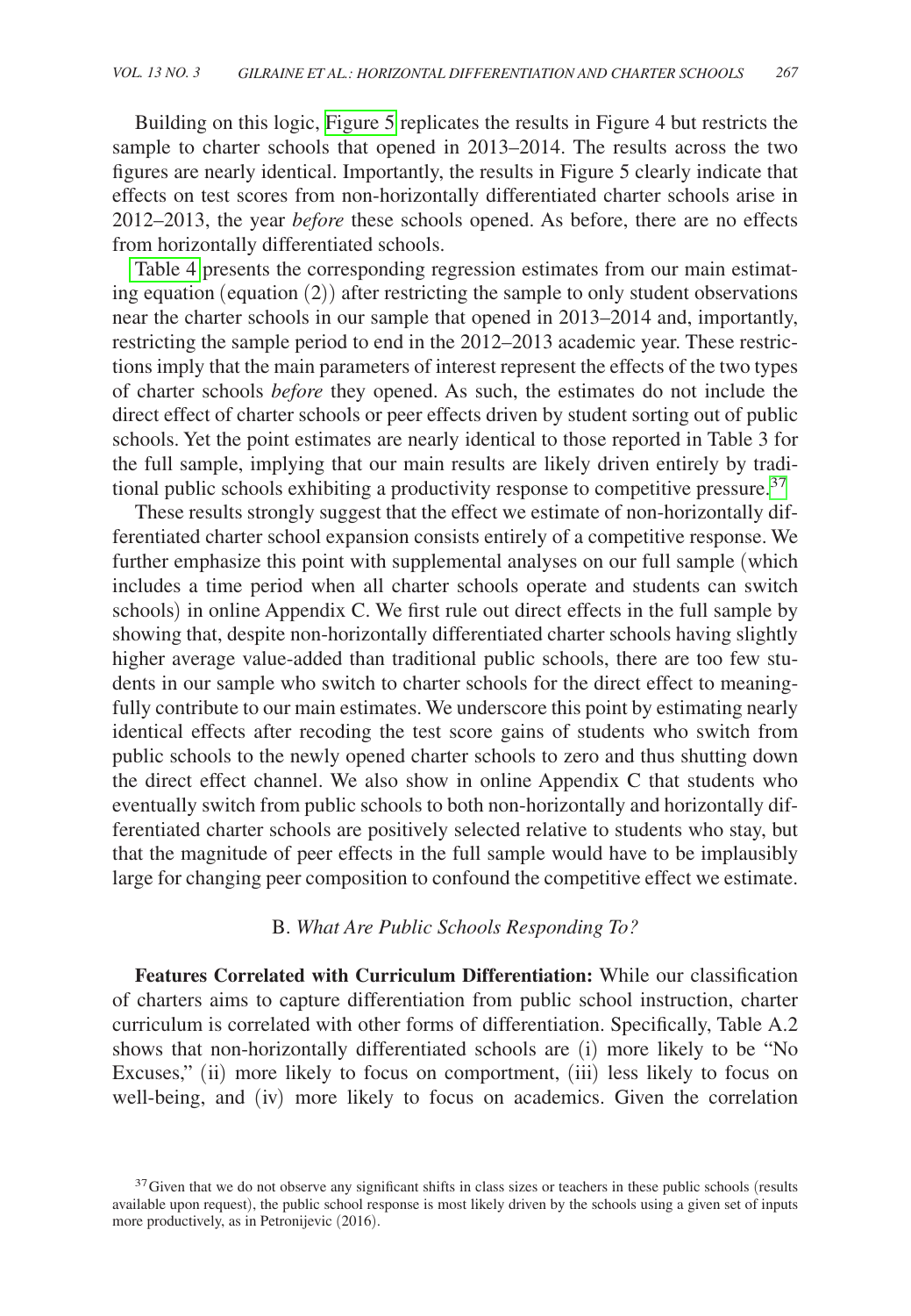Building on this logic, Figure 5 replicates the results in Figure 4 but restricts the sample to charter schools that opened in 2013–2014. The results across the two figures are nearly identical. Importantly, the results in Figure 5 clearly indicate that effects on test scores from non-horizontally differentiated charter schools arise in 2012–2013, the year *before* these schools opened. As before, there are no effects from horizontally differentiated schools.

Table 4 presents the corresponding regression estimates from our main estimating equation (equation (2)) after restricting the sample to only student observations near the charter schools in our sample that opened in 2013–2014 and, importantly, restricting the sample period to end in the 2012–2013 academic year. These restrictions imply that the main parameters of interest represent the effects of the two types of charter schools *before* they opened. As such, the estimates do not include the direct effect of charter schools or peer effects driven by student sorting out of public schools. Yet the point estimates are nearly identical to those reported in Table 3 for the full sample, implying that our main results are likely driven entirely by traditional public schools exhibiting a productivity response to competitive pressure.[37]

These results strongly suggest that the effect we estimate of non-horizontally differentiated charter school expansion consists entirely of a competitive response. We further emphasize this point with supplemental analyses on our full sample (which includes a time period when all charter schools operate and students can switch schools) in online Appendix C. We first rule out direct effects in the full sample by showing that, despite non-horizontally differentiated charter schools having slightly higher average value-added than traditional public schools, there are too few students in our sample who switch to charter schools for the direct effect to meaningfully contribute to our main estimates. We underscore this point by estimating nearly identical effects after recoding the test score gains of students who switch from public schools to the newly opened charter schools to zero and thus shutting down the direct effect channel. We also show in online Appendix C that students who eventually switch from public schools to both non-horizontally and horizontally differentiated charter schools are positively selected relative to students who stay, but that the magnitude of peer effects in the full sample would have to be implausibly large for changing peer composition to confound the competitive effect we estimate.

### B. *What Are Public Schools Responding To?*

**Features Correlated with Curriculum Differentiation:** While our classification of charters aims to capture differentiation from public school instruction, charter curriculum is correlated with other forms of differentiation. Specifically, Table A.2 shows that non-horizontally differentiated schools are (i) more likely to be "No Excuses," (ii) more likely to focus on comportment, (iii) less likely to focus on well-being, and (iv) more likely to focus on academics. Given the correlation

[37] Given that we do not observe any significant shifts in class sizes or teachers in these public schools (results available upon request), the public school response is most likely driven by the schools using a given set of inputs more productively, as in Petronijevic (2016).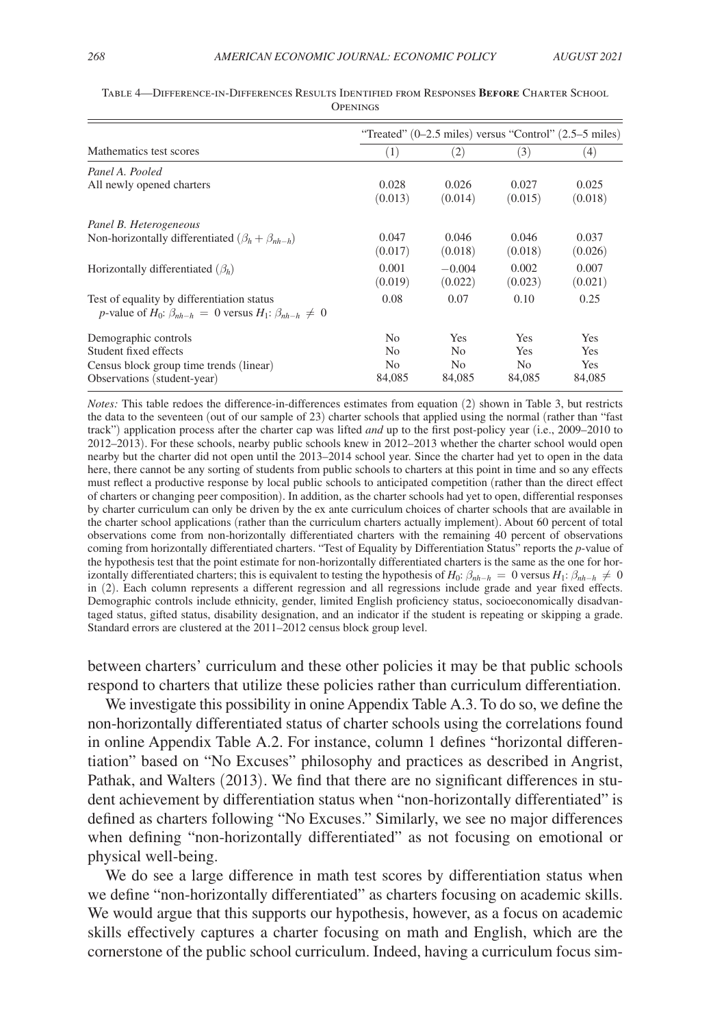Table 4—Difference-in-Differences Results Identified from Responses **Before** Charter School Openings

| Mathematics test scores | "Treated" (0–2.5 miles) versus "Control" (2.5–5 miles) | | | |
|---|---|---|---|---|
| | (1) | (2) | (3) | (4) |
| *Panel A. Pooled* | | | | |
| All newly opened charters | 0.028 | 0.026 | 0.027 | 0.025 |
| | (0.013) | (0.014) | (0.015) | (0.018) |
| *Panel B. Heterogeneous* | | | | |
| Non-horizontally differentiated ($\beta_h + \beta_{nh-h}$) | 0.047 | 0.046 | 0.046 | 0.037 |
| | (0.017) | (0.018) | (0.018) | (0.026) |
| Horizontally differentiated ($\beta_h$) | 0.001 | −0.004 | 0.002 | 0.007 |
| | (0.019) | (0.022) | (0.023) | (0.021) |
| Test of equality by differentiation status *p*-value of $H_0$: $\beta_{nh-h} = 0$ versus $H_1$: $\beta_{nh-h} \neq 0$ | 0.08 | 0.07 | 0.10 | 0.25 |
| Demographic controls | No | Yes | Yes | Yes |
| Student fixed effects | No | No | Yes | Yes |
| Census block group time trends (linear) | No | No | No | Yes |
| Observations (student-year) | 84,085 | 84,085 | 84,085 | 84,085 |

*Notes:* This table redoes the difference-in-differences estimates from equation (2) shown in Table 3, but restricts the data to the seventeen (out of our sample of 23) charter schools that applied using the normal (rather than "fast track") application process after the charter cap was lifted *and* up to the first post-policy year (i.e., 2009–2010 to 2012–2013). For these schools, nearby public schools knew in 2012–2013 whether the charter school would open nearby but the charter did not open until the 2013–2014 school year. Since the charter had yet to open in the data here, there cannot be any sorting of students from public schools to charters at this point in time and so any effects must reflect a productive response by local public schools to anticipated competition (rather than the direct effect of charters or changing peer composition). In addition, as the charter schools had yet to open, differential responses by charter curriculum can only be driven by the ex ante curriculum choices of charter schools that are available in the charter school applications (rather than the curriculum charters actually implement). About 60 percent of total observations come from non-horizontally differentiated charters with the remaining 40 percent of observations coming from horizontally differentiated charters. "Test of Equality by Differentiation Status" reports the *p*-value of the hypothesis test that the point estimate for non-horizontally differentiated charters is the same as the one for horizontally differentiated charters; this is equivalent to testing the hypothesis of $H_0$: $\beta_{nh-h} = 0$ versus $H_1$: $\beta_{nh-h} \neq 0$ in (2). Each column represents a different regression and all regressions include grade and year fixed effects. Demographic controls include ethnicity, gender, limited English proficiency status, socioeconomically disadvantaged status, gifted status, disability designation, and an indicator if the student is repeating or skipping a grade. Standard errors are clustered at the 2011–2012 census block group level.

between charters' curriculum and these other policies it may be that public schools respond to charters that utilize these policies rather than curriculum differentiation.

We investigate this possibility in onine Appendix Table A.3. To do so, we define the non-horizontally differentiated status of charter schools using the correlations found in online Appendix Table A.2. For instance, column 1 defines "horizontal differentiation" based on "No Excuses" philosophy and practices as described in Angrist, Pathak, and Walters (2013). We find that there are no significant differences in student achievement by differentiation status when "non-horizontally differentiated" is defined as charters following "No Excuses." Similarly, we see no major differences when defining "non-horizontally differentiated" as not focusing on emotional or physical well-being.

We do see a large difference in math test scores by differentiation status when we define "non-horizontally differentiated" as charters focusing on academic skills. We would argue that this supports our hypothesis, however, as a focus on academic skills effectively captures a charter focusing on math and English, which are the cornerstone of the public school curriculum. Indeed, having a curriculum focus sim-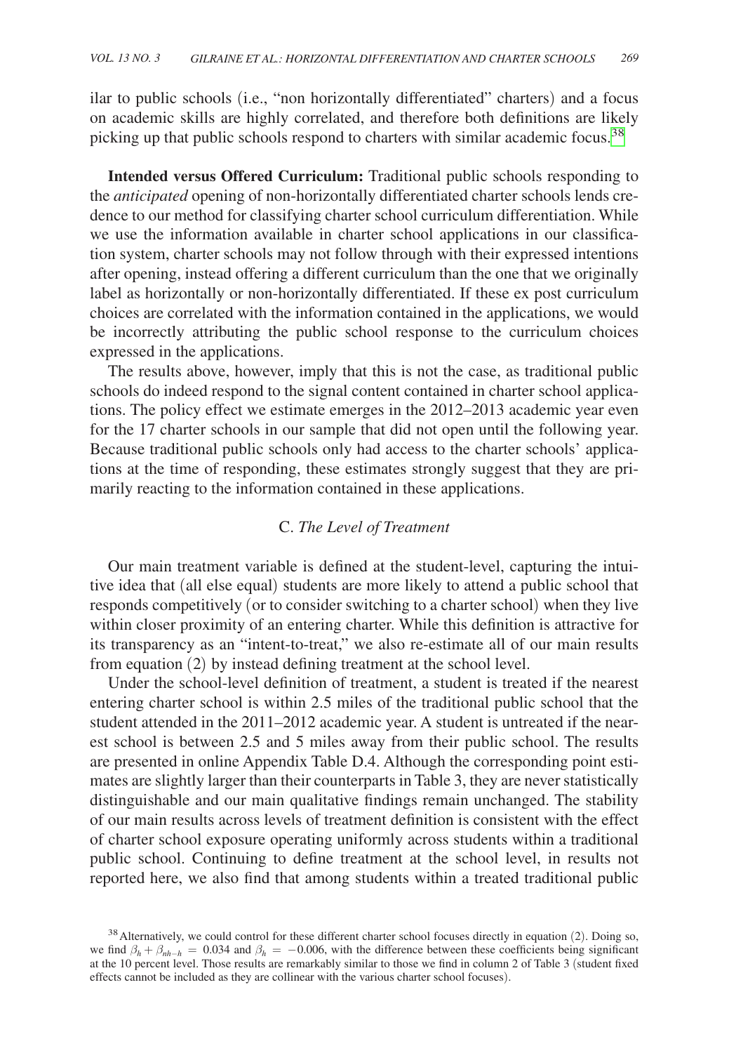ilar to public schools (i.e., "non horizontally differentiated" charters) and a focus on academic skills are highly correlated, and therefore both definitions are likely picking up that public schools respond to charters with similar academic focus.[38]

**Intended versus Offered Curriculum:** Traditional public schools responding to the *anticipated* opening of non-horizontally differentiated charter schools lends credence to our method for classifying charter school curriculum differentiation. While we use the information available in charter school applications in our classification system, charter schools may not follow through with their expressed intentions after opening, instead offering a different curriculum than the one that we originally label as horizontally or non-horizontally differentiated. If these ex post curriculum choices are correlated with the information contained in the applications, we would be incorrectly attributing the public school response to the curriculum choices expressed in the applications.

The results above, however, imply that this is not the case, as traditional public schools do indeed respond to the signal content contained in charter school applications. The policy effect we estimate emerges in the 2012–2013 academic year even for the 17 charter schools in our sample that did not open until the following year. Because traditional public schools only had access to the charter schools' applications at the time of responding, these estimates strongly suggest that they are primarily reacting to the information contained in these applications.

### C. *The Level of Treatment*

Our main treatment variable is defined at the student-level, capturing the intuitive idea that (all else equal) students are more likely to attend a public school that responds competitively (or to consider switching to a charter school) when they live within closer proximity of an entering charter. While this definition is attractive for its transparency as an "intent-to-treat," we also re-estimate all of our main results from equation (2) by instead defining treatment at the school level.

Under the school-level definition of treatment, a student is treated if the nearest entering charter school is within 2.5 miles of the traditional public school that the student attended in the 2011–2012 academic year. A student is untreated if the nearest school is between 2.5 and 5 miles away from their public school. The results are presented in online Appendix Table D.4. Although the corresponding point estimates are slightly larger than their counterparts in Table 3, they are never statistically distinguishable and our main qualitative findings remain unchanged. The stability of our main results across levels of treatment definition is consistent with the effect of charter school exposure operating uniformly across students within a traditional public school. Continuing to define treatment at the school level, in results not reported here, we also find that among students within a treated traditional public

[38] Alternatively, we could control for these different charter school focuses directly in equation (2). Doing so, we find $\beta_h + \beta_{nh-h} = 0.034$ and $\beta_h = -0.006$, with the difference between these coefficients being significant at the 10 percent level. Those results are remarkably similar to those we find in column 2 of Table 3 (student fixed effects cannot be included as they are collinear with the various charter school focuses).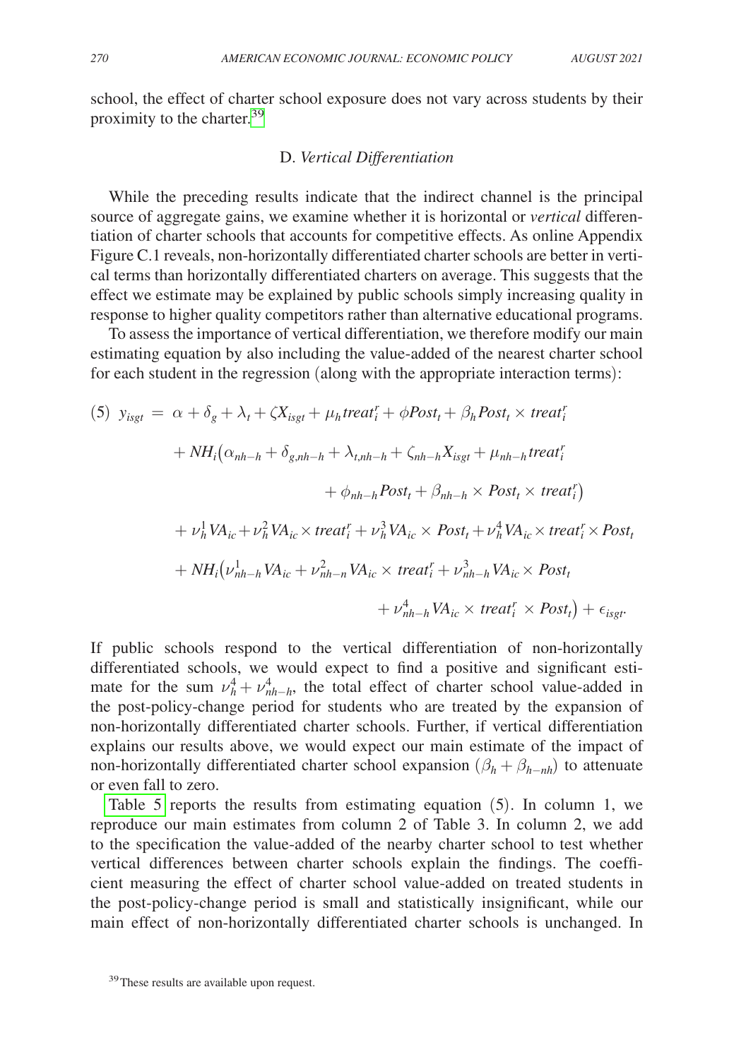school, the effect of charter school exposure does not vary across students by their proximity to the charter.[39]

### D. *Vertical Differentiation*

While the preceding results indicate that the indirect channel is the principal source of aggregate gains, we examine whether it is horizontal or *vertical* differentiation of charter schools that accounts for competitive effects. As online Appendix Figure C.1 reveals, non-horizontally differentiated charter schools are better in vertical terms than horizontally differentiated charters on average. This suggests that the effect we estimate may be explained by public schools simply increasing quality in response to higher quality competitors rather than alternative educational programs.

To assess the importance of vertical differentiation, we therefore modify our main estimating equation by also including the value-added of the nearest charter school for each student in the regression (along with the appropriate interaction terms):

$$
\begin{aligned}
(5)\quad y_{isgt} = \; & \alpha + \delta_g + \lambda_t + \zeta X_{isgt} + \mu_h treat_i^r + \phi Post_t + \beta_h Post_t \times treat_i^r \\
& + NH_i\big(\alpha_{nh-h} + \delta_{g,nh-h} + \lambda_{t,nh-h} + \zeta_{nh-h} X_{isgt} + \mu_{nh-h} treat_i^r \\
& \qquad + \phi_{nh-h} Post_t + \beta_{nh-h} \times Post_t \times treat_i^r\big) \\
& + \nu_h^1 VA_{ic} + \nu_h^2 VA_{ic} \times treat_i^r + \nu_h^3 VA_{ic} \times Post_t + \nu_h^4 VA_{ic} \times treat_i^r \times Post_t \\
& + NH_i\big(\nu_{nh-h}^1 VA_{ic} + \nu_{nh-n}^2 VA_{ic} \times treat_i^r + \nu_{nh-h}^3 VA_{ic} \times Post_t \\
& \qquad + \nu_{nh-h}^4 VA_{ic} \times treat_i^r \times Post_t\big) + \epsilon_{isgt}.
\end{aligned}
$$

If public schools respond to the vertical differentiation of non-horizontally differentiated schools, we would expect to find a positive and significant estimate for the sum $\nu_h^4 + \nu_{nh-h}^4$, the total effect of charter school value-added in the post-policy-change period for students who are treated by the expansion of non-horizontally differentiated charter schools. Further, if vertical differentiation explains our results above, we would expect our main estimate of the impact of non-horizontally differentiated charter school expansion ($\beta_h + \beta_{h-nh}$) to attenuate or even fall to zero.

Table 5 reports the results from estimating equation (5). In column 1, we reproduce our main estimates from column 2 of Table 3. In column 2, we add to the specification the value-added of the nearby charter school to test whether vertical differences between charter schools explain the findings. The coefficient measuring the effect of charter school value-added on treated students in the post-policy-change period is small and statistically insignificant, while our main effect of non-horizontally differentiated charter schools is unchanged. In

[39] These results are available upon request.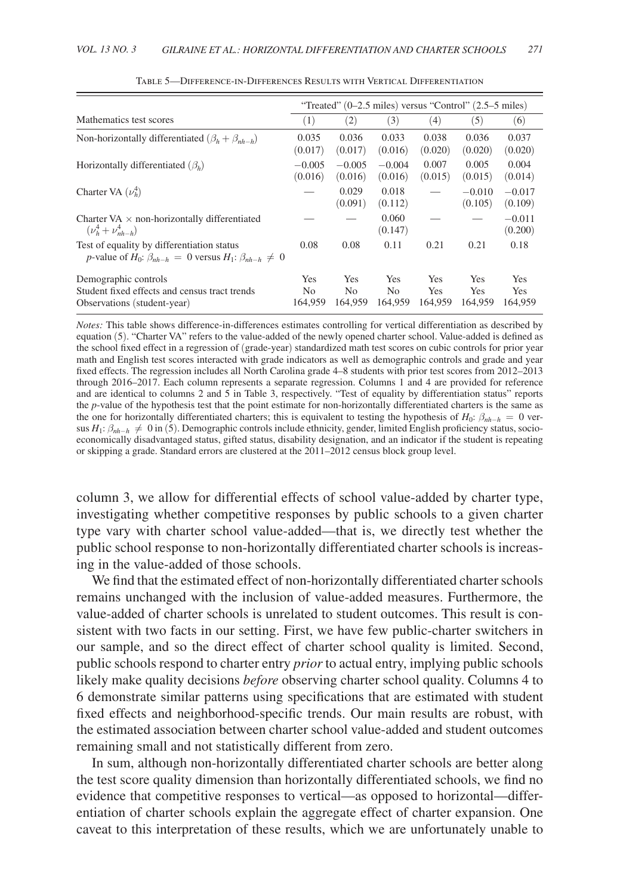Table 5—Difference-in-Differences Results with Vertical Differentiation

| | "Treated" (0–2.5 miles) versus "Control" (2.5–5 miles) | | | | | |
|---|---|---|---|---|---|---|
| Mathematics test scores | (1) | (2) | (3) | (4) | (5) | (6) |
| Non-horizontally differentiated ($\beta_h + \beta_{nh-h}$) | 0.035 | 0.036 | 0.033 | 0.038 | 0.036 | 0.037 |
| | (0.017) | (0.017) | (0.016) | (0.020) | (0.020) | (0.020) |
| Horizontally differentiated ($\beta_h$) | −0.005 | −0.005 | −0.004 | 0.007 | 0.005 | 0.004 |
| | (0.016) | (0.016) | (0.016) | (0.015) | (0.015) | (0.014) |
| Charter VA ($\nu_h^4$) | — | 0.029 | 0.018 | — | −0.010 | −0.017 |
| | | (0.091) | (0.112) | | (0.105) | (0.109) |
| Charter VA × non-horizontally differentiated ($\nu_h^4 + \nu_{nh-h}^4$) | — | — | 0.060 | — | — | −0.011 |
| | | | (0.147) | | | (0.200) |
| Test of equality by differentiation status *p*-value of $H_0$: $\beta_{nh-h} = 0$ versus $H_1$: $\beta_{nh-h} \neq 0$ | 0.08 | 0.08 | 0.11 | 0.21 | 0.21 | 0.18 |
| Demographic controls | Yes | Yes | Yes | Yes | Yes | Yes |
| Student fixed effects and census tract trends | No | No | No | Yes | Yes | Yes |
| Observations (student-year) | 164,959 | 164,959 | 164,959 | 164,959 | 164,959 | 164,959 |

*Notes:* This table shows difference-in-differences estimates controlling for vertical differentiation as described by equation (5). "Charter VA" refers to the value-added of the newly opened charter school. Value-added is defined as the school fixed effect in a regression of (grade-year) standardized math test scores on cubic controls for prior year math and English test scores interacted with grade indicators as well as demographic controls and grade and year fixed effects. The regression includes all North Carolina grade 4–8 students with prior test scores from 2012–2013 through 2016–2017. Each column represents a separate regression. Columns 1 and 4 are provided for reference and are identical to columns 2 and 5 in Table 3, respectively. "Test of equality by differentiation status" reports the *p*-value of the hypothesis test that the point estimate for non-horizontally differentiated charters is the same as the one for horizontally differentiated charters; this is equivalent to testing the hypothesis of $H_0$: $\beta_{nh-h} = 0$ versus $H_1$: $\beta_{nh-h} \neq 0$ in (5). Demographic controls include ethnicity, gender, limited English proficiency status, socioeconomically disadvantaged status, gifted status, disability designation, and an indicator if the student is repeating or skipping a grade. Standard errors are clustered at the 2011–2012 census block group level.

column 3, we allow for differential effects of school value-added by charter type, investigating whether competitive responses by public schools to a given charter type vary with charter school value-added—that is, we directly test whether the public school response to non-horizontally differentiated charter schools is increasing in the value-added of those schools.

We find that the estimated effect of non-horizontally differentiated charter schools remains unchanged with the inclusion of value-added measures. Furthermore, the value-added of charter schools is unrelated to student outcomes. This result is consistent with two facts in our setting. First, we have few public-charter switchers in our sample, and so the direct effect of charter school quality is limited. Second, public schools respond to charter entry *prior* to actual entry, implying public schools likely make quality decisions *before* observing charter school quality. Columns 4 to 6 demonstrate similar patterns using specifications that are estimated with student fixed effects and neighborhood-specific trends. Our main results are robust, with the estimated association between charter school value-added and student outcomes remaining small and not statistically different from zero.

In sum, although non-horizontally differentiated charter schools are better along the test score quality dimension than horizontally differentiated schools, we find no evidence that competitive responses to vertical—as opposed to horizontal—differentiation of charter schools explain the aggregate effect of charter expansion. One caveat to this interpretation of these results, which we are unfortunately unable to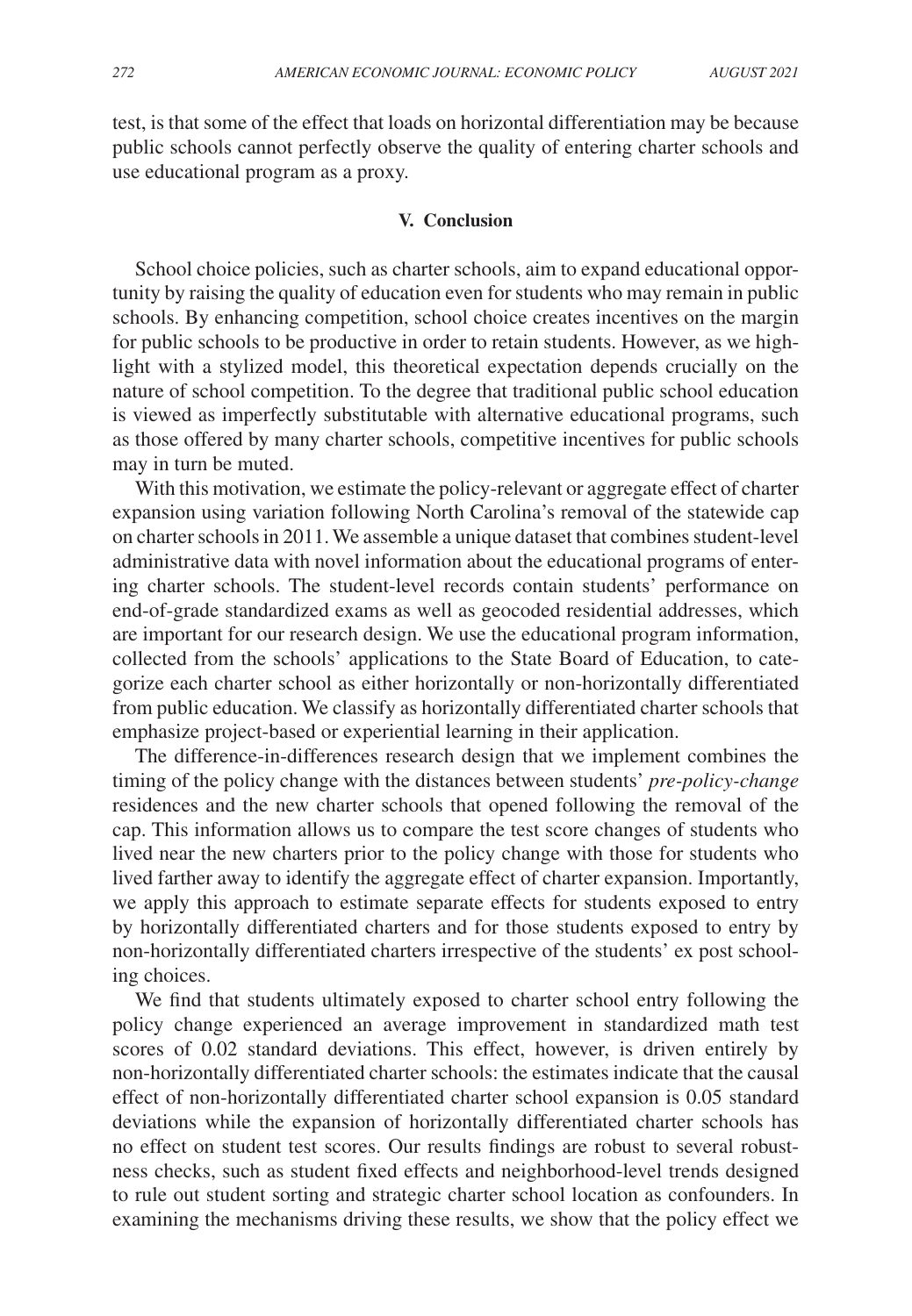test, is that some of the effect that loads on horizontal differentiation may be because public schools cannot perfectly observe the quality of entering charter schools and use educational program as a proxy.

## V. Conclusion

School choice policies, such as charter schools, aim to expand educational opportunity by raising the quality of education even for students who may remain in public schools. By enhancing competition, school choice creates incentives on the margin for public schools to be productive in order to retain students. However, as we highlight with a stylized model, this theoretical expectation depends crucially on the nature of school competition. To the degree that traditional public school education is viewed as imperfectly substitutable with alternative educational programs, such as those offered by many charter schools, competitive incentives for public schools may in turn be muted.

With this motivation, we estimate the policy-relevant or aggregate effect of charter expansion using variation following North Carolina's removal of the statewide cap on charter schools in 2011. We assemble a unique dataset that combines student-level administrative data with novel information about the educational programs of entering charter schools. The student-level records contain students' performance on end-of-grade standardized exams as well as geocoded residential addresses, which are important for our research design. We use the educational program information, collected from the schools' applications to the State Board of Education, to categorize each charter school as either horizontally or non-horizontally differentiated from public education. We classify as horizontally differentiated charter schools that emphasize project-based or experiential learning in their application.

The difference-in-differences research design that we implement combines the timing of the policy change with the distances between students' *pre-policy-change* residences and the new charter schools that opened following the removal of the cap. This information allows us to compare the test score changes of students who lived near the new charters prior to the policy change with those for students who lived farther away to identify the aggregate effect of charter expansion. Importantly, we apply this approach to estimate separate effects for students exposed to entry by horizontally differentiated charters and for those students exposed to entry by non-horizontally differentiated charters irrespective of the students' ex post schooling choices.

We find that students ultimately exposed to charter school entry following the policy change experienced an average improvement in standardized math test scores of 0.02 standard deviations. This effect, however, is driven entirely by non-horizontally differentiated charter schools: the estimates indicate that the causal effect of non-horizontally differentiated charter school expansion is 0.05 standard deviations while the expansion of horizontally differentiated charter schools has no effect on student test scores. Our results findings are robust to several robustness checks, such as student fixed effects and neighborhood-level trends designed to rule out student sorting and strategic charter school location as confounders. In examining the mechanisms driving these results, we show that the policy effect we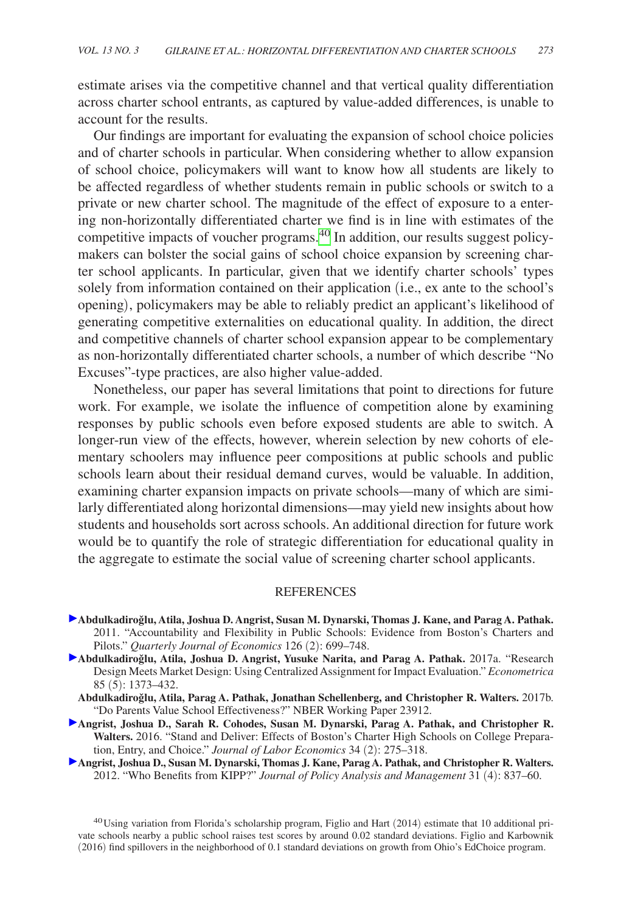estimate arises via the competitive channel and that vertical quality differentiation across charter school entrants, as captured by value-added differences, is unable to account for the results.

Our findings are important for evaluating the expansion of school choice policies and of charter schools in particular. When considering whether to allow expansion of school choice, policymakers will want to know how all students are likely to be affected regardless of whether students remain in public schools or switch to a private or new charter school. The magnitude of the effect of exposure to a entering non-horizontally differentiated charter we find is in line with estimates of the competitive impacts of voucher programs.[40] In addition, our results suggest policymakers can bolster the social gains of school choice expansion by screening charter school applicants. In particular, given that we identify charter schools' types solely from information contained on their application (i.e., ex ante to the school's opening), policymakers may be able to reliably predict an applicant's likelihood of generating competitive externalities on educational quality. In addition, the direct and competitive channels of charter school expansion appear to be complementary as non-horizontally differentiated charter schools, a number of which describe "No Excuses"-type practices, are also higher value-added.

Nonetheless, our paper has several limitations that point to directions for future work. For example, we isolate the influence of competition alone by examining responses by public schools even before exposed students are able to switch. A longer-run view of the effects, however, wherein selection by new cohorts of elementary schoolers may influence peer compositions at public schools and public schools learn about their residual demand curves, would be valuable. In addition, examining charter expansion impacts on private schools—many of which are similarly differentiated along horizontal dimensions—may yield new insights about how students and households sort across schools. An additional direction for future work would be to quantify the role of strategic differentiation for educational quality in the aggregate to estimate the social value of screening charter school applicants.

## REFERENCES

**Abdulkadiroğlu, Atila, Joshua D. Angrist, Susan M. Dynarski, Thomas J. Kane, and Parag A. Pathak.** 2011. "Accountability and Flexibility in Public Schools: Evidence from Boston's Charters and Pilots." *Quarterly Journal of Economics* 126 (2): 699–748.

**Abdulkadiroğlu, Atila, Joshua D. Angrist, Yusuke Narita, and Parag A. Pathak.** 2017a. "Research Design Meets Market Design: Using Centralized Assignment for Impact Evaluation." *Econometrica* 85 (5): 1373–432.

**Abdulkadiroğlu, Atila, Parag A. Pathak, Jonathan Schellenberg, and Christopher R. Walters.** 2017b. "Do Parents Value School Effectiveness?" NBER Working Paper 23912.

**Angrist, Joshua D., Sarah R. Cohodes, Susan M. Dynarski, Parag A. Pathak, and Christopher R. Walters.** 2016. "Stand and Deliver: Effects of Boston's Charter High Schools on College Preparation, Entry, and Choice." *Journal of Labor Economics* 34 (2): 275–318.

**Angrist, Joshua D., Susan M. Dynarski, Thomas J. Kane, Parag A. Pathak, and Christopher R. Walters.** 2012. "Who Benefits from KIPP?" *Journal of Policy Analysis and Management* 31 (4): 837–60.

[40] Using variation from Florida's scholarship program, Figlio and Hart (2014) estimate that 10 additional private schools nearby a public school raises test scores by around 0.02 standard deviations. Figlio and Karbownik (2016) find spillovers in the neighborhood of 0.1 standard deviations on growth from Ohio's EdChoice program.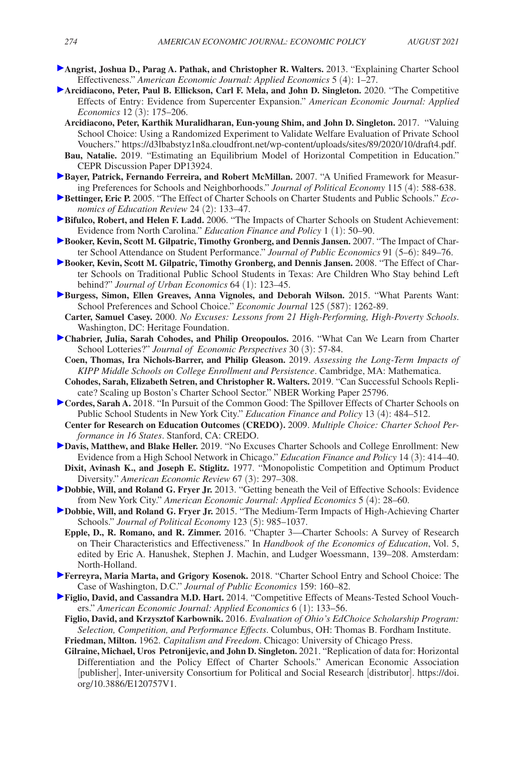**Angrist, Joshua D., Parag A. Pathak, and Christopher R. Walters.** 2013. "Explaining Charter School Effectiveness." *American Economic Journal: Applied Economics* 5 (4): 1–27.

**Arcidiacono, Peter, Paul B. Ellickson, Carl F. Mela, and John D. Singleton.** 2020. "The Competitive Effects of Entry: Evidence from Supercenter Expansion." *American Economic Journal: Applied Economics* 12 (3): 175–206.

**Arcidiacono, Peter, Karthik Muralidharan, Eun-young Shim, and John D. Singleton.** 2017. "Valuing School Choice: Using a Randomized Experiment to Validate Welfare Evaluation of Private School Vouchers." https://d3lbabstyz1n8a.cloudfront.net/wp-content/uploads/sites/89/2020/10/draft4.pdf.

**Bau, Natalie.** 2019. "Estimating an Equilibrium Model of Horizontal Competition in Education." CEPR Discussion Paper DP13924.

**Bayer, Patrick, Fernando Ferreira, and Robert McMillan.** 2007. "A Unified Framework for Measuring Preferences for Schools and Neighborhoods." *Journal of Political Economy* 115 (4): 588-638.

**Bettinger, Eric P.** 2005. "The Effect of Charter Schools on Charter Students and Public Schools." *Economics of Education Review* 24 (2): 133–47.

**Bifulco, Robert, and Helen F. Ladd.** 2006. "The Impacts of Charter Schools on Student Achievement: Evidence from North Carolina." *Education Finance and Policy* 1 (1): 50–90.

**Booker, Kevin, Scott M. Gilpatric, Timothy Gronberg, and Dennis Jansen.** 2007. "The Impact of Charter School Attendance on Student Performance." *Journal of Public Economics* 91 (5–6): 849–76.

**Booker, Kevin, Scott M. Gilpatric, Timothy Gronberg, and Dennis Jansen.** 2008. "The Effect of Charter Schools on Traditional Public School Students in Texas: Are Children Who Stay behind Left behind?" *Journal of Urban Economics* 64 (1): 123–45.

**Burgess, Simon, Ellen Greaves, Anna Vignoles, and Deborah Wilson.** 2015. "What Parents Want: School Preferences and School Choice." *Economic Journal* 125 (587): 1262-89.

**Carter, Samuel Casey.** 2000. *No Excuses: Lessons from 21 High-Performing, High-Poverty Schools*. Washington, DC: Heritage Foundation.

**Chabrier, Julia, Sarah Cohodes, and Philip Oreopoulos.** 2016. "What Can We Learn from Charter School Lotteries?" *Journal of Economic Perspectives* 30 (3): 57-84.

**Coen, Thomas, Ira Nichols-Barrer, and Philip Gleason.** 2019. *Assessing the Long-Term Impacts of KIPP Middle Schools on College Enrollment and Persistence*. Cambridge, MA: Mathematica.

**Cohodes, Sarah, Elizabeth Setren, and Christopher R. Walters.** 2019. "Can Successful Schools Replicate? Scaling up Boston's Charter School Sector." NBER Working Paper 25796.

**Cordes, Sarah A.** 2018. "In Pursuit of the Common Good: The Spillover Effects of Charter Schools on Public School Students in New York City." *Education Finance and Policy* 13 (4): 484–512.

**Center for Research on Education Outcomes (CREDO).** 2009. *Multiple Choice: Charter School Performance in 16 States*. Stanford, CA: CREDO.

**Davis, Matthew, and Blake Heller.** 2019. "No Excuses Charter Schools and College Enrollment: New Evidence from a High School Network in Chicago." *Education Finance and Policy* 14 (3): 414–40.

**Dixit, Avinash K., and Joseph E. Stiglitz.** 1977. "Monopolistic Competition and Optimum Product Diversity." *American Economic Review* 67 (3): 297–308.

**Dobbie, Will, and Roland G. Fryer Jr.** 2013. "Getting beneath the Veil of Effective Schools: Evidence from New York City." *American Economic Journal: Applied Economics* 5 (4): 28–60.

**Dobbie, Will, and Roland G. Fryer Jr.** 2015. "The Medium-Term Impacts of High-Achieving Charter Schools." *Journal of Political Economy* 123 (5): 985–1037.

**Epple, D., R. Romano, and R. Zimmer.** 2016. "Chapter 3—Charter Schools: A Survey of Research on Their Characteristics and Effectiveness." In *Handbook of the Economics of Education*, Vol. 5, edited by Eric A. Hanushek, Stephen J. Machin, and Ludger Woessmann, 139–208. Amsterdam: North-Holland.

**Ferreyra, Maria Marta, and Grigory Kosenok.** 2018. "Charter School Entry and School Choice: The Case of Washington, D.C." *Journal of Public Economics* 159: 160–82.

**Figlio, David, and Cassandra M.D. Hart.** 2014. "Competitive Effects of Means-Tested School Vouchers." *American Economic Journal: Applied Economics* 6 (1): 133–56.

**Figlio, David, and Krzysztof Karbownik.** 2016. *Evaluation of Ohio's EdChoice Scholarship Program: Selection, Competition, and Performance Effects*. Columbus, OH: Thomas B. Fordham Institute.

**Friedman, Milton.** 1962. *Capitalism and Freedom*. Chicago: University of Chicago Press.

**Gilraine, Michael, Uros Petronijevic, and John D. Singleton.** 2021. "Replication of data for: Horizontal Differentiation and the Policy Effect of Charter Schools." American Economic Association [publisher], Inter-university Consortium for Political and Social Research [distributor]. https://doi.org/10.3886/E120757V1.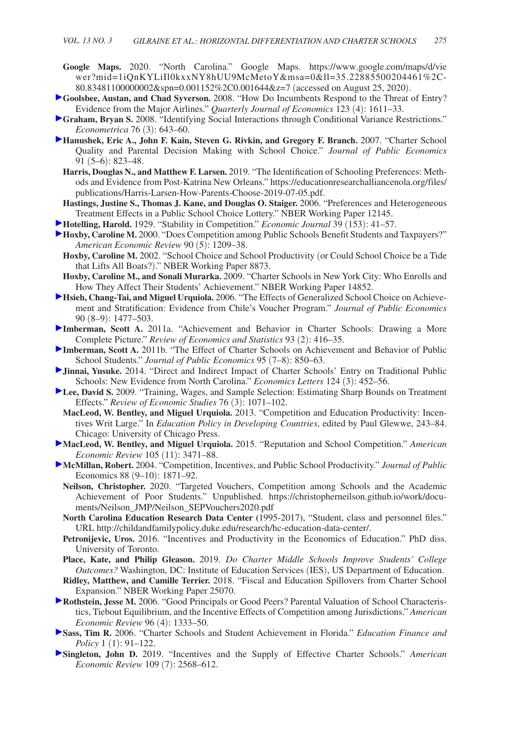**Google Maps.** 2020. "North Carolina." Google Maps. https://www.google.com/maps/d/viewer?mid=1iQnKYLiIl0kxxNY8hUU9McMetoY&msa=0&ll=35.22885500204461%2C-80.83481100000002&spn=0.001152%2C0.001644&z=7 (accessed on August 25, 2020).

**Goolsbee, Austan, and Chad Syverson.** 2008. "How Do Incumbents Respond to the Threat of Entry? Evidence from the Major Airlines." *Quarterly Journal of Economics* 123 (4): 1611–33.

**Graham, Bryan S.** 2008. "Identifying Social Interactions through Conditional Variance Restrictions." *Econometrica* 76 (3): 643–60.

**Hanushek, Eric A., John F. Kain, Steven G. Rivkin, and Gregory F. Branch.** 2007. "Charter School Quality and Parental Decision Making with School Choice." *Journal of Public Economics* 91 (5–6): 823–48.

**Harris, Douglas N., and Matthew F. Larsen.** 2019. "The Identification of Schooling Preferences: Methods and Evidence from Post-Katrina New Orleans." https://educationresearchalliancenola.org/files/publications/Harris-Larsen-How-Parents-Choose-2019-07-05.pdf.

**Hastings, Justine S., Thomas J. Kane, and Douglas O. Staiger.** 2006. "Preferences and Heterogeneous Treatment Effects in a Public School Choice Lottery." NBER Working Paper 12145.

**Hotelling, Harold.** 1929. "Stability in Competition." *Economic Journal* 39 (153): 41–57.

**Hoxby, Caroline M.** 2000. "Does Competition among Public Schools Benefit Students and Taxpayers?" *American Economic Review* 90 (5): 1209–38.

**Hoxby, Caroline M.** 2002. "School Choice and School Productivity (or Could School Choice be a Tide that Lifts All Boats?)." NBER Working Paper 8873.

**Hoxby, Caroline M., and Sonali Murarka.** 2009. "Charter Schools in New York City: Who Enrolls and How They Affect Their Students' Achievement." NBER Working Paper 14852.

**Hsieh, Chang-Tai, and Miguel Urquiola.** 2006. "The Effects of Generalized School Choice on Achievement and Stratification: Evidence from Chile's Voucher Program." *Journal of Public Economics* 90 (8–9): 1477–503.

**Imberman, Scott A.** 2011a. "Achievement and Behavior in Charter Schools: Drawing a More Complete Picture." *Review of Economics and Statistics* 93 (2): 416–35.

**Imberman, Scott A.** 2011b. "The Effect of Charter Schools on Achievement and Behavior of Public School Students." *Journal of Public Economics* 95 (7–8): 850–63.

**Jinnai, Yusuke.** 2014. "Direct and Indirect Impact of Charter Schools' Entry on Traditional Public Schools: New Evidence from North Carolina." *Economics Letters* 124 (3): 452–56.

**Lee, David S.** 2009. "Training, Wages, and Sample Selection: Estimating Sharp Bounds on Treatment Effects." *Review of Economic Studies* 76 (3): 1071–102.

**MacLeod, W. Bentley, and Miguel Urquiola.** 2013. "Competition and Education Productivity: Incentives Writ Large." In *Education Policy in Developing Countries*, edited by Paul Glewwe, 243–84. Chicago: University of Chicago Press.

**MacLeod, W. Bentley, and Miguel Urquiola.** 2015. "Reputation and School Competition." *American Economic Review* 105 (11): 3471–88.

**McMillan, Robert.** 2004. "Competition, Incentives, and Public School Productivity." *Journal of Public* Economics 88 (9–10): 1871–92.

**Neilson, Christopher.** 2020. "Targeted Vouchers, Competition among Schools and the Academic Achievement of Poor Students." Unpublished. https://christopherneilson.github.io/work/documents/Neilson_JMP/Neilson_SEPVouchers2020.pdf

**North Carolina Education Research Data Center** (1995-2017), "Student, class and personnel files." URL http://childandfamilypolicy.duke.edu/research/hc-education-data-center/.

**Petronijevic, Uros.** 2016. "Incentives and Productivity in the Economics of Education." PhD diss. University of Toronto.

**Place, Kate, and Philip Gleason.** 2019. *Do Charter Middle Schools Improve Students' College Outcomes?* Washington, DC: Institute of Education Services (IES), US Department of Education.

**Ridley, Matthew, and Camille Terrier.** 2018. "Fiscal and Education Spillovers from Charter School Expansion." NBER Working Paper 25070.

**Rothstein, Jesse M.** 2006. "Good Principals or Good Peers? Parental Valuation of School Characteristics, Tiebout Equilibrium, and the Incentive Effects of Competition among Jurisdictions." *American Economic Review* 96 (4): 1333–50.

**Sass, Tim R.** 2006. "Charter Schools and Student Achievement in Florida." *Education Finance and Policy* 1 (1): 91–122.

**Singleton, John D.** 2019. "Incentives and the Supply of Effective Charter Schools." *American Economic Review* 109 (7): 2568–612.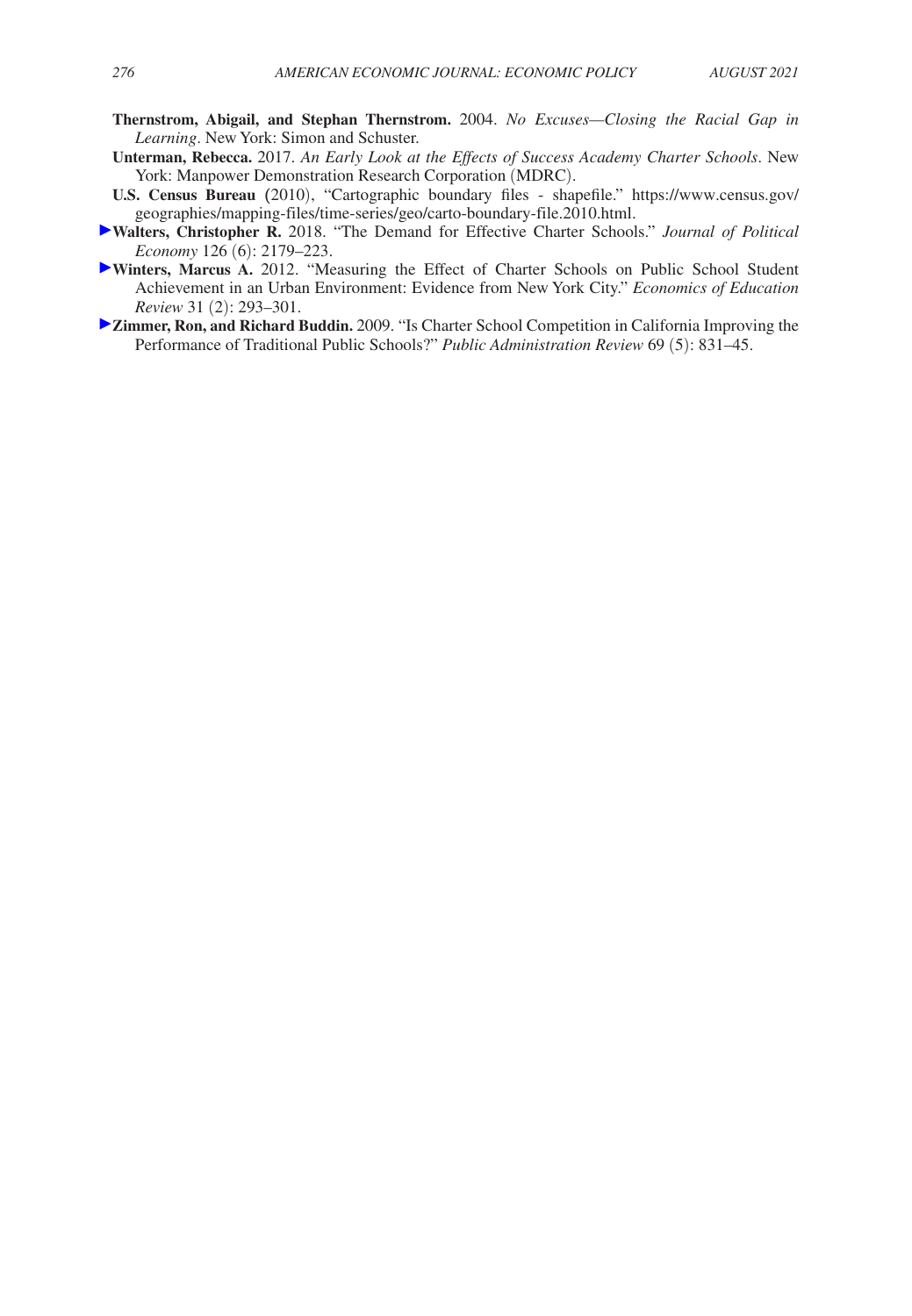**Thernstrom, Abigail, and Stephan Thernstrom.** 2004. *No Excuses—Closing the Racial Gap in Learning*. New York: Simon and Schuster.

**Unterman, Rebecca.** 2017. *An Early Look at the Effects of Success Academy Charter Schools*. New York: Manpower Demonstration Research Corporation (MDRC).

**U.S. Census Bureau** (2010), "Cartographic boundary files - shapefile." https://www.census.gov/geographies/mapping-files/time-series/geo/carto-boundary-file.2010.html.

**Walters, Christopher R.** 2018. "The Demand for Effective Charter Schools." *Journal of Political Economy* 126 (6): 2179–223.

**Winters, Marcus A.** 2012. "Measuring the Effect of Charter Schools on Public School Student Achievement in an Urban Environment: Evidence from New York City." *Economics of Education Review* 31 (2): 293–301.

**Zimmer, Ron, and Richard Buddin.** 2009. "Is Charter School Competition in California Improving the Performance of Traditional Public Schools?" *Public Administration Review* 69 (5): 831–45.